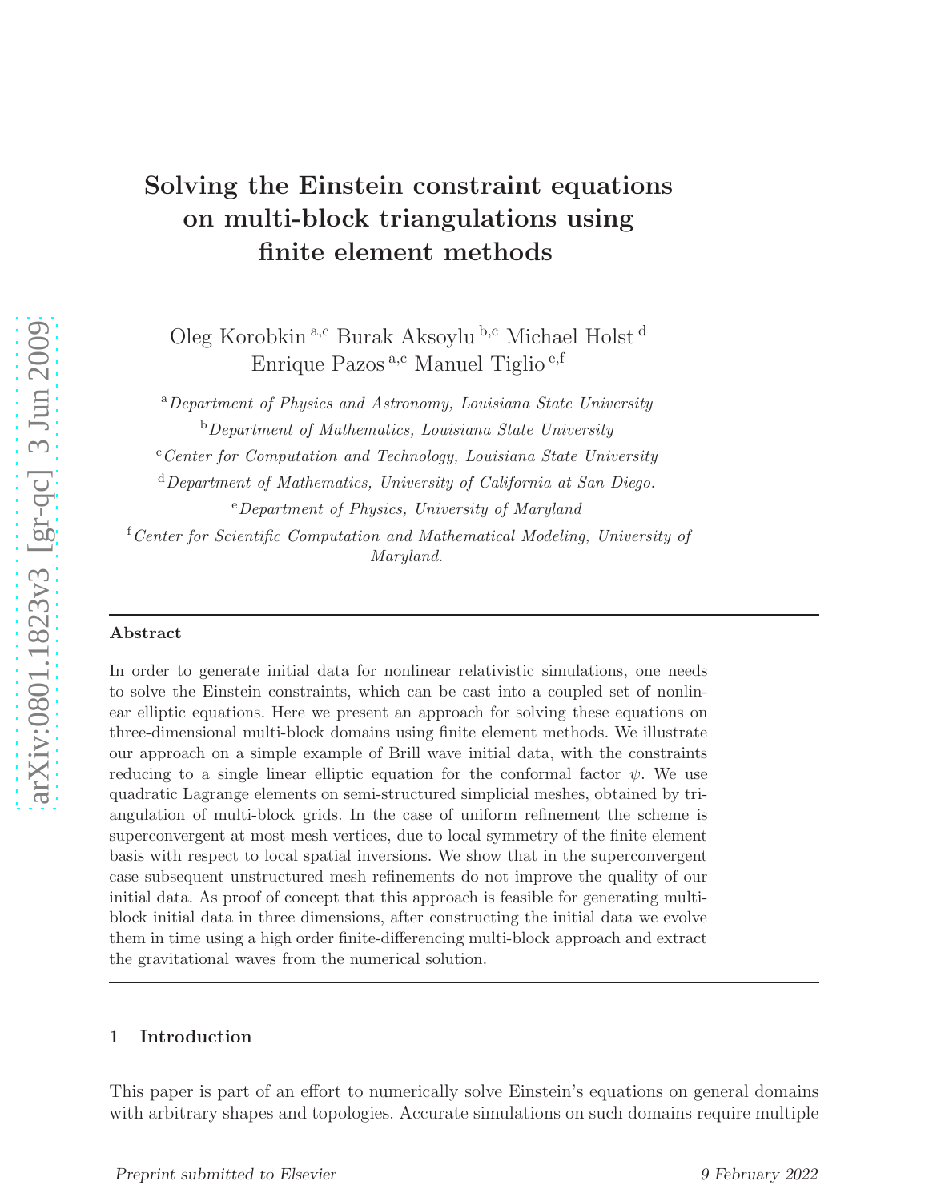# Solving the Einstein constraint equations on multi-block triangulations using finite element methods

Oleg Korobkin [a,c] Burak Aksoylu [b,c] Michael Holst [d] Enrique Pazos [a,c] Manuel Tiglio [e,f]

[a] *Department of Physics and Astronomy, Louisiana State University*

[b] *Department of Mathematics, Louisiana State University*

[c] *Center for Computation and Technology, Louisiana State University*

[d] *Department of Mathematics, University of California at San Diego.*

[e] *Department of Physics, University of Maryland*

[f] *Center for Scientific Computation and Mathematical Modeling, University of Maryland.*

---

**Abstract**

In order to generate initial data for nonlinear relativistic simulations, one needs to solve the Einstein constraints, which can be cast into a coupled set of nonlinear elliptic equations. Here we present an approach for solving these equations on three-dimensional multi-block domains using finite element methods. We illustrate our approach on a simple example of Brill wave initial data, with the constraints reducing to a single linear elliptic equation for the conformal factor $\psi$. We use quadratic Lagrange elements on semi-structured simplicial meshes, obtained by triangulation of multi-block grids. In the case of uniform refinement the scheme is superconvergent at most mesh vertices, due to local symmetry of the finite element basis with respect to local spatial inversions. We show that in the superconvergent case subsequent unstructured mesh refinements do not improve the quality of our initial data. As proof of concept that this approach is feasible for generating multi-block initial data in three dimensions, after constructing the initial data we evolve them in time using a high order finite-differencing multi-block approach and extract the gravitational waves from the numerical solution.

---

## 1 Introduction

This paper is part of an effort to numerically solve Einstein's equations on general domains with arbitrary shapes and topologies. Accurate simulations on such domains require multiple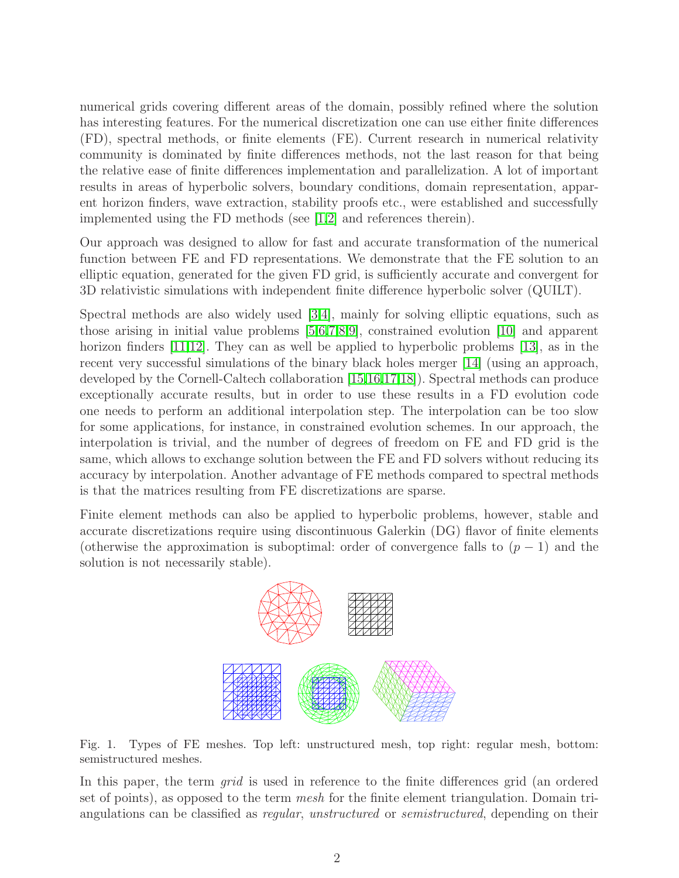numerical grids covering different areas of the domain, possibly refined where the solution has interesting features. For the numerical discretization one can use either finite differences (FD), spectral methods, or finite elements (FE). Current research in numerical relativity community is dominated by finite differences methods, not the last reason for that being the relative ease of finite differences implementation and parallelization. A lot of important results in areas of hyperbolic solvers, boundary conditions, domain representation, apparent horizon finders, wave extraction, stability proofs etc., were established and successfully implemented using the FD methods (see [1,2] and references therein).

Our approach was designed to allow for fast and accurate transformation of the numerical function between FE and FD representations. We demonstrate that the FE solution to an elliptic equation, generated for the given FD grid, is sufficiently accurate and convergent for 3D relativistic simulations with independent finite difference hyperbolic solver (QUILT).

Spectral methods are also widely used [3,4], mainly for solving elliptic equations, such as those arising in initial value problems [5,6,7,8,9], constrained evolution [10] and apparent horizon finders [11,12]. They can as well be applied to hyperbolic problems [13], as in the recent very successful simulations of the binary black holes merger [14] (using an approach, developed by the Cornell-Caltech collaboration [15,16,17,18]). Spectral methods can produce exceptionally accurate results, but in order to use these results in a FD evolution code one needs to perform an additional interpolation step. The interpolation can be too slow for some applications, for instance, in constrained evolution schemes. In our approach, the interpolation is trivial, and the number of degrees of freedom on FE and FD grid is the same, which allows to exchange solution between the FE and FD solvers without reducing its accuracy by interpolation. Another advantage of FE methods compared to spectral methods is that the matrices resulting from FE discretizations are sparse.

Finite element methods can also be applied to hyperbolic problems, however, stable and accurate discretizations require using discontinuous Galerkin (DG) flavor of finite elements (otherwise the approximation is suboptimal: order of convergence falls to $(p-1)$ and the solution is not necessarily stable).

Fig. 1. Types of FE meshes. Top left: unstructured mesh, top right: regular mesh, bottom: semistructured meshes.

In this paper, the term *grid* is used in reference to the finite differences grid (an ordered set of points), as opposed to the term *mesh* for the finite element triangulation. Domain triangulations can be classified as *regular*, *unstructured* or *semistructured*, depending on their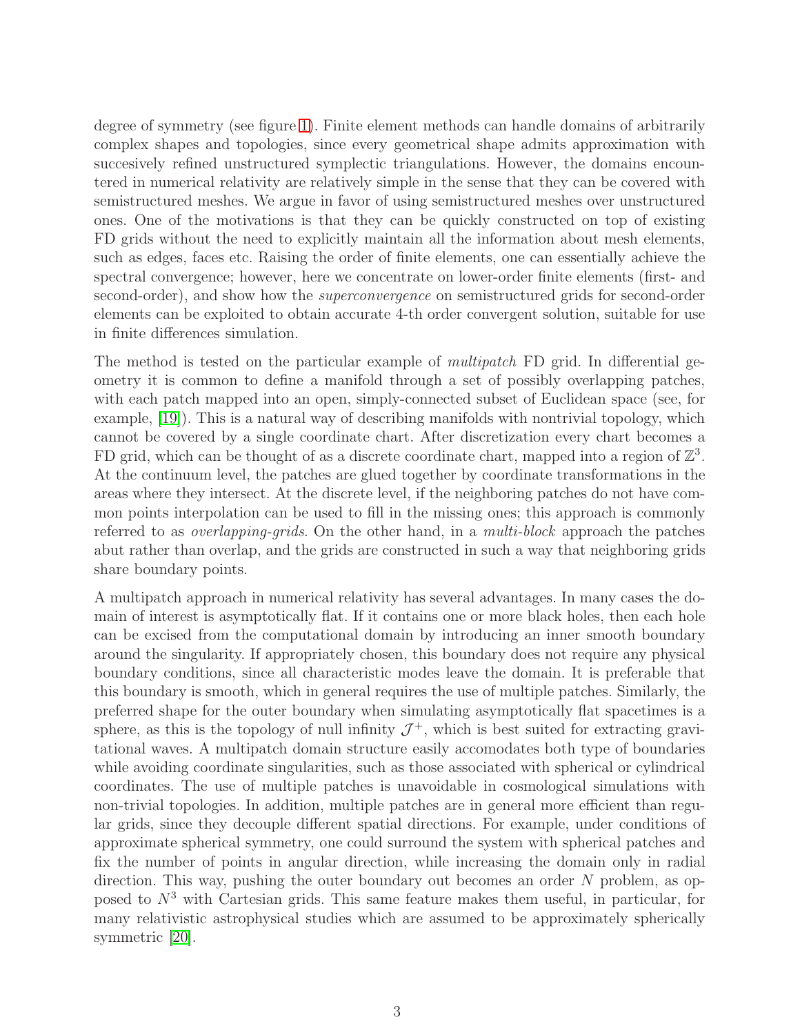degree of symmetry (see figure 1). Finite element methods can handle domains of arbitrarily complex shapes and topologies, since every geometrical shape admits approximation with succesively refined unstructured symplectic triangulations. However, the domains encountered in numerical relativity are relatively simple in the sense that they can be covered with semistructured meshes. We argue in favor of using semistructured meshes over unstructured ones. One of the motivations is that they can be quickly constructed on top of existing FD grids without the need to explicitly maintain all the information about mesh elements, such as edges, faces etc. Raising the order of finite elements, one can essentially achieve the spectral convergence; however, here we concentrate on lower-order finite elements (first- and second-order), and show how the *superconvergence* on semistructured grids for second-order elements can be exploited to obtain accurate 4-th order convergent solution, suitable for use in finite differences simulation.

The method is tested on the particular example of *multipatch* FD grid. In differential geometry it is common to define a manifold through a set of possibly overlapping patches, with each patch mapped into an open, simply-connected subset of Euclidean space (see, for example, [19]). This is a natural way of describing manifolds with nontrivial topology, which cannot be covered by a single coordinate chart. After discretization every chart becomes a FD grid, which can be thought of as a discrete coordinate chart, mapped into a region of $\mathbb{Z}^3$. At the continuum level, the patches are glued together by coordinate transformations in the areas where they intersect. At the discrete level, if the neighboring patches do not have common points interpolation can be used to fill in the missing ones; this approach is commonly referred to as *overlapping-grids*. On the other hand, in a *multi-block* approach the patches abut rather than overlap, and the grids are constructed in such a way that neighboring grids share boundary points.

A multipatch approach in numerical relativity has several advantages. In many cases the domain of interest is asymptotically flat. If it contains one or more black holes, then each hole can be excised from the computational domain by introducing an inner smooth boundary around the singularity. If appropriately chosen, this boundary does not require any physical boundary conditions, since all characteristic modes leave the domain. It is preferable that this boundary is smooth, which in general requires the use of multiple patches. Similarly, the preferred shape for the outer boundary when simulating asymptotically flat spacetimes is a sphere, as this is the topology of null infinity $\mathcal{J}^+$, which is best suited for extracting gravitational waves. A multipatch domain structure easily accomodates both type of boundaries while avoiding coordinate singularities, such as those associated with spherical or cylindrical coordinates. The use of multiple patches is unavoidable in cosmological simulations with non-trivial topologies. In addition, multiple patches are in general more efficient than regular grids, since they decouple different spatial directions. For example, under conditions of approximate spherical symmetry, one could surround the system with spherical patches and fix the number of points in angular direction, while increasing the domain only in radial direction. This way, pushing the outer boundary out becomes an order $N$ problem, as opposed to $N^3$ with Cartesian grids. This same feature makes them useful, in particular, for many relativistic astrophysical studies which are assumed to be approximately spherically symmetric [20].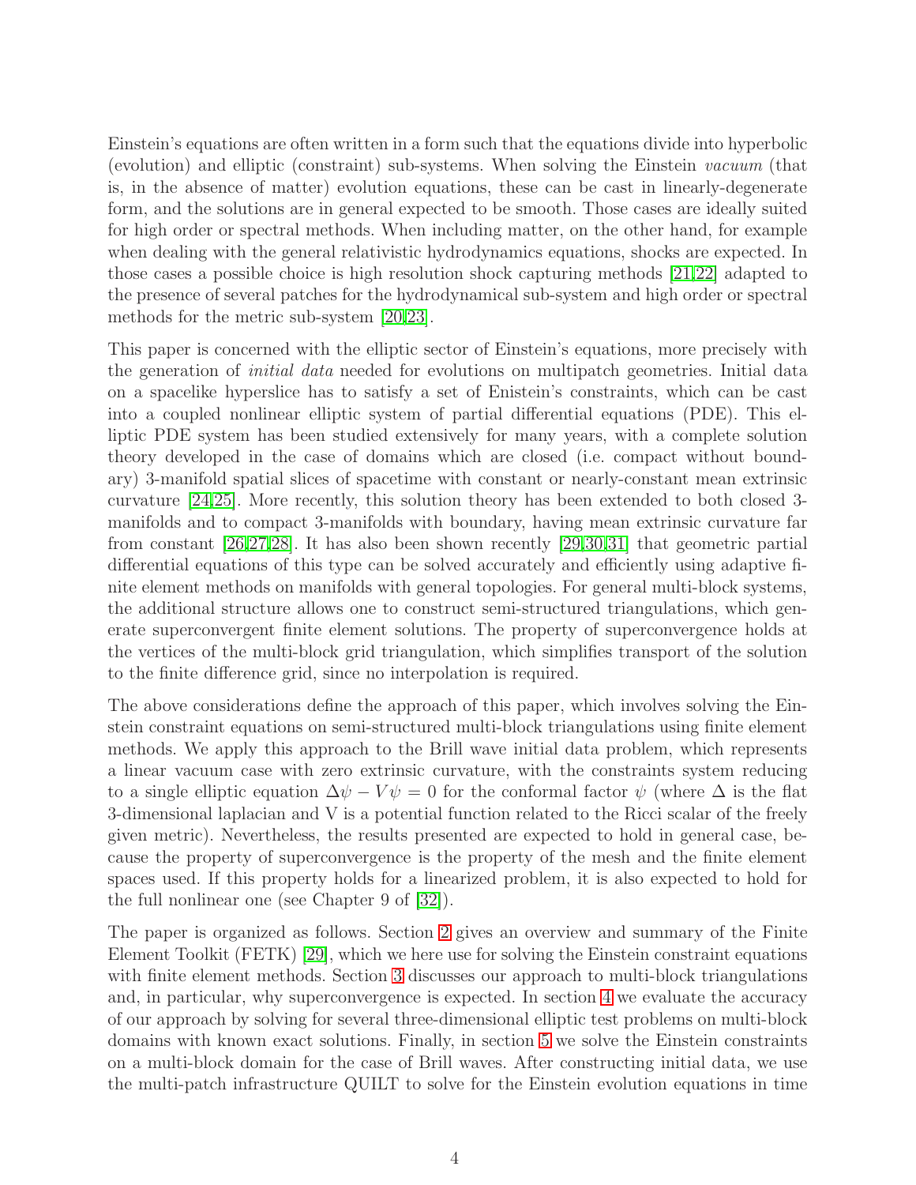Einstein's equations are often written in a form such that the equations divide into hyperbolic (evolution) and elliptic (constraint) sub-systems. When solving the Einstein *vacuum* (that is, in the absence of matter) evolution equations, these can be cast in linearly-degenerate form, and the solutions are in general expected to be smooth. Those cases are ideally suited for high order or spectral methods. When including matter, on the other hand, for example when dealing with the general relativistic hydrodynamics equations, shocks are expected. In those cases a possible choice is high resolution shock capturing methods [21,22] adapted to the presence of several patches for the hydrodynamical sub-system and high order or spectral methods for the metric sub-system [20,23].

This paper is concerned with the elliptic sector of Einstein's equations, more precisely with the generation of *initial data* needed for evolutions on multipatch geometries. Initial data on a spacelike hyperslice has to satisfy a set of Enistein's constraints, which can be cast into a coupled nonlinear elliptic system of partial differential equations (PDE). This elliptic PDE system has been studied extensively for many years, with a complete solution theory developed in the case of domains which are closed (i.e. compact without boundary) 3-manifold spatial slices of spacetime with constant or nearly-constant mean extrinsic curvature [24,25]. More recently, this solution theory has been extended to both closed 3-manifolds and to compact 3-manifolds with boundary, having mean extrinsic curvature far from constant [26,27,28]. It has also been shown recently [29,30,31] that geometric partial differential equations of this type can be solved accurately and efficiently using adaptive finite element methods on manifolds with general topologies. For general multi-block systems, the additional structure allows one to construct semi-structured triangulations, which generate superconvergent finite element solutions. The property of superconvergence holds at the vertices of the multi-block grid triangulation, which simplifies transport of the solution to the finite difference grid, since no interpolation is required.

The above considerations define the approach of this paper, which involves solving the Einstein constraint equations on semi-structured multi-block triangulations using finite element methods. We apply this approach to the Brill wave initial data problem, which represents a linear vacuum case with zero extrinsic curvature, with the constraints system reducing to a single elliptic equation $\Delta\psi - V\psi = 0$ for the conformal factor $\psi$ (where $\Delta$ is the flat 3-dimensional laplacian and V is a potential function related to the Ricci scalar of the freely given metric). Nevertheless, the results presented are expected to hold in general case, because the property of superconvergence is the property of the mesh and the finite element spaces used. If this property holds for a linearized problem, it is also expected to hold for the full nonlinear one (see Chapter 9 of [32]).

The paper is organized as follows. Section 2 gives an overview and summary of the Finite Element Toolkit (FETK) [29], which we here use for solving the Einstein constraint equations with finite element methods. Section 3 discusses our approach to multi-block triangulations and, in particular, why superconvergence is expected. In section 4 we evaluate the accuracy of our approach by solving for several three-dimensional elliptic test problems on multi-block domains with known exact solutions. Finally, in section 5 we solve the Einstein constraints on a multi-block domain for the case of Brill waves. After constructing initial data, we use the multi-patch infrastructure QUILT to solve for the Einstein evolution equations in time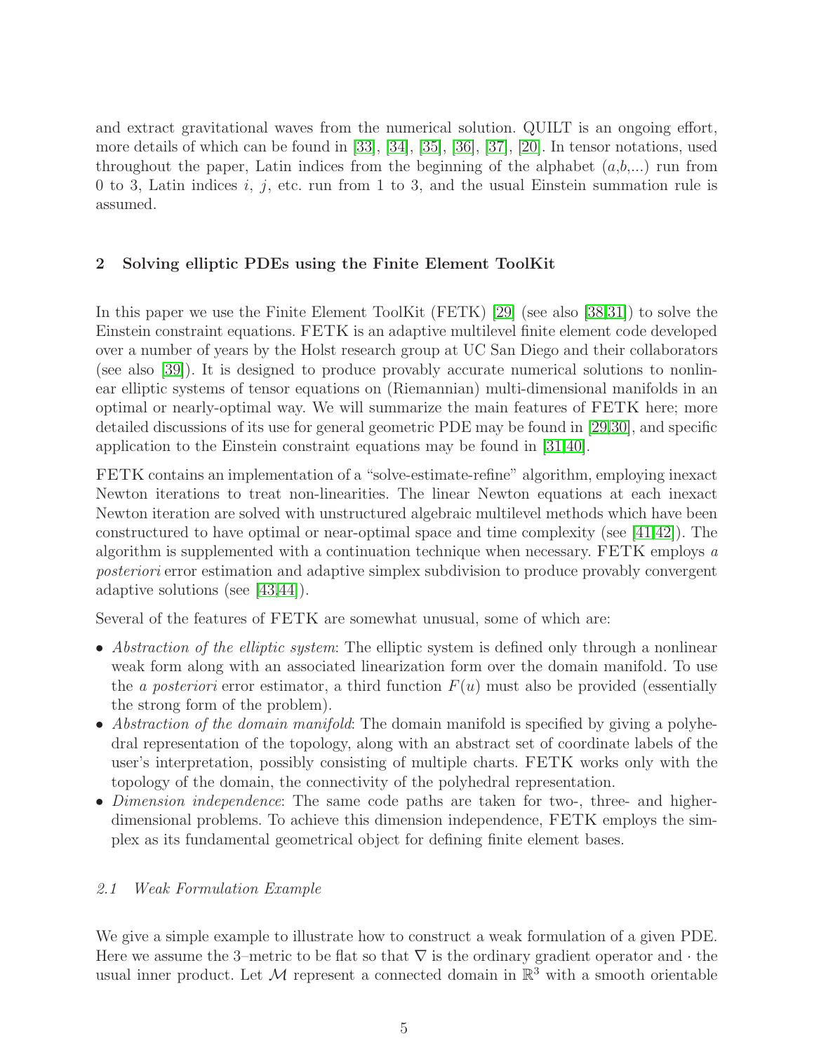and extract gravitational waves from the numerical solution. QUILT is an ongoing effort, more details of which can be found in [33], [34], [35], [36], [37], [20]. In tensor notations, used throughout the paper, Latin indices from the beginning of the alphabet ($a$,$b$,...) run from 0 to 3, Latin indices $i$, $j$, etc. run from 1 to 3, and the usual Einstein summation rule is assumed.

## 2 Solving elliptic PDEs using the Finite Element ToolKit

In this paper we use the Finite Element ToolKit (FETK) [29] (see also [38,31]) to solve the Einstein constraint equations. FETK is an adaptive multilevel finite element code developed over a number of years by the Holst research group at UC San Diego and their collaborators (see also [39]). It is designed to produce provably accurate numerical solutions to nonlinear elliptic systems of tensor equations on (Riemannian) multi-dimensional manifolds in an optimal or nearly-optimal way. We will summarize the main features of FETK here; more detailed discussions of its use for general geometric PDE may be found in [29,30], and specific application to the Einstein constraint equations may be found in [31,40].

FETK contains an implementation of a "solve-estimate-refine" algorithm, employing inexact Newton iterations to treat non-linearities. The linear Newton equations at each inexact Newton iteration are solved with unstructured algebraic multilevel methods which have been constructured to have optimal or near-optimal space and time complexity (see [41,42]). The algorithm is supplemented with a continuation technique when necessary. FETK employs *a posteriori* error estimation and adaptive simplex subdivision to produce provably convergent adaptive solutions (see [43,44]).

Several of the features of FETK are somewhat unusual, some of which are:

- *Abstraction of the elliptic system*: The elliptic system is defined only through a nonlinear weak form along with an associated linearization form over the domain manifold. To use the *a posteriori* error estimator, a third function $F(u)$ must also be provided (essentially the strong form of the problem).
- *Abstraction of the domain manifold*: The domain manifold is specified by giving a polyhedral representation of the topology, along with an abstract set of coordinate labels of the user's interpretation, possibly consisting of multiple charts. FETK works only with the topology of the domain, the connectivity of the polyhedral representation.
- *Dimension independence*: The same code paths are taken for two-, three- and higher-dimensional problems. To achieve this dimension independence, FETK employs the simplex as its fundamental geometrical object for defining finite element bases.

### *2.1 Weak Formulation Example*

We give a simple example to illustrate how to construct a weak formulation of a given PDE. Here we assume the 3–metric to be flat so that $\nabla$ is the ordinary gradient operator and $\cdot$ the usual inner product. Let $\mathcal{M}$ represent a connected domain in $\mathbb{R}^3$ with a smooth orientable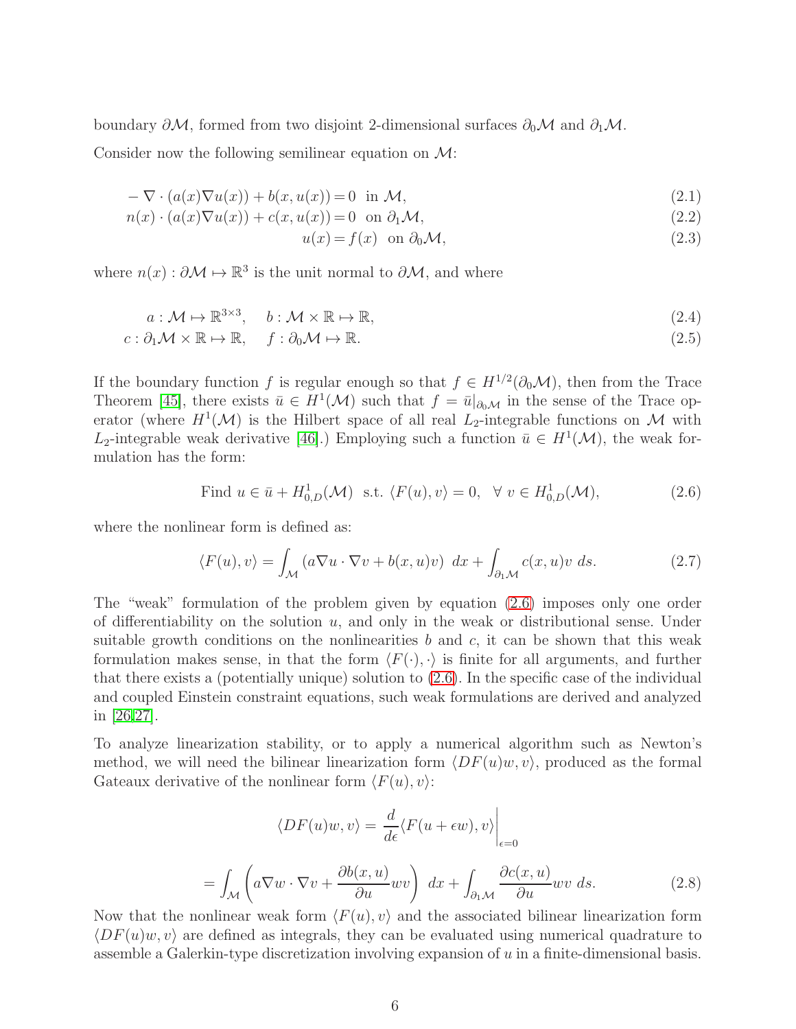boundary $\partial\mathcal{M}$, formed from two disjoint 2-dimensional surfaces $\partial_0\mathcal{M}$ and $\partial_1\mathcal{M}$.

Consider now the following semilinear equation on $\mathcal{M}$:

$$-\nabla \cdot (a(x)\nabla u(x)) + b(x, u(x)) = 0 \ \text{ in } \mathcal{M}, \tag{2.1}$$

$$n(x) \cdot (a(x)\nabla u(x)) + c(x, u(x)) = 0 \ \text{ on } \partial_1\mathcal{M}, \tag{2.2}$$

$$u(x) = f(x) \ \text{ on } \partial_0\mathcal{M}, \tag{2.3}$$

where $n(x) : \partial\mathcal{M} \mapsto \mathbb{R}^3$ is the unit normal to $\partial\mathcal{M}$, and where

$$a : \mathcal{M} \mapsto \mathbb{R}^{3\times3}, \quad b : \mathcal{M} \times \mathbb{R} \mapsto \mathbb{R}, \tag{2.4}$$

$$c : \partial_1\mathcal{M} \times \mathbb{R} \mapsto \mathbb{R}, \quad f : \partial_0\mathcal{M} \mapsto \mathbb{R}. \tag{2.5}$$

If the boundary function $f$ is regular enough so that $f \in H^{1/2}(\partial_0\mathcal{M})$, then from the Trace Theorem [45], there exists $\bar{u} \in H^1(\mathcal{M})$ such that $f = \bar{u}|_{\partial_0\mathcal{M}}$ in the sense of the Trace operator (where $H^1(\mathcal{M})$ is the Hilbert space of all real $L_2$-integrable functions on $\mathcal{M}$ with $L_2$-integrable weak derivative [46].) Employing such a function $\bar{u} \in H^1(\mathcal{M})$, the weak formulation has the form:

$$\text{Find } u \in \bar{u} + H^1_{0,D}(\mathcal{M}) \ \text{ s.t. } \langle F(u), v\rangle = 0, \ \ \forall\, v \in H^1_{0,D}(\mathcal{M}), \tag{2.6}$$

where the nonlinear form is defined as:

$$\langle F(u), v\rangle = \int_{\mathcal{M}} \left(a\nabla u \cdot \nabla v + b(x, u)v\right)\, dx + \int_{\partial_1\mathcal{M}} c(x, u)v \, ds. \tag{2.7}$$

The "weak" formulation of the problem given by equation (2.6) imposes only one order of differentiability on the solution $u$, and only in the weak or distributional sense. Under suitable growth conditions on the nonlinearities $b$ and $c$, it can be shown that this weak formulation makes sense, in that the form $\langle F(\cdot), \cdot\rangle$ is finite for all arguments, and further that there exists a (potentially unique) solution to (2.6). In the specific case of the individual and coupled Einstein constraint equations, such weak formulations are derived and analyzed in [26,27].

To analyze linearization stability, or to apply a numerical algorithm such as Newton's method, we will need the bilinear linearization form $\langle DF(u)w, v\rangle$, produced as the formal Gateaux derivative of the nonlinear form $\langle F(u), v\rangle$:

$$\langle DF(u)w, v\rangle = \left.\frac{d}{d\epsilon}\langle F(u + \epsilon w), v\rangle\right|_{\epsilon=0}$$

$$= \int_{\mathcal{M}} \left(a\nabla w \cdot \nabla v + \frac{\partial b(x, u)}{\partial u} wv\right)\, dx + \int_{\partial_1\mathcal{M}} \frac{\partial c(x, u)}{\partial u} wv \, ds. \tag{2.8}$$

Now that the nonlinear weak form $\langle F(u), v\rangle$ and the associated bilinear linearization form $\langle DF(u)w, v\rangle$ are defined as integrals, they can be evaluated using numerical quadrature to assemble a Galerkin-type discretization involving expansion of $u$ in a finite-dimensional basis.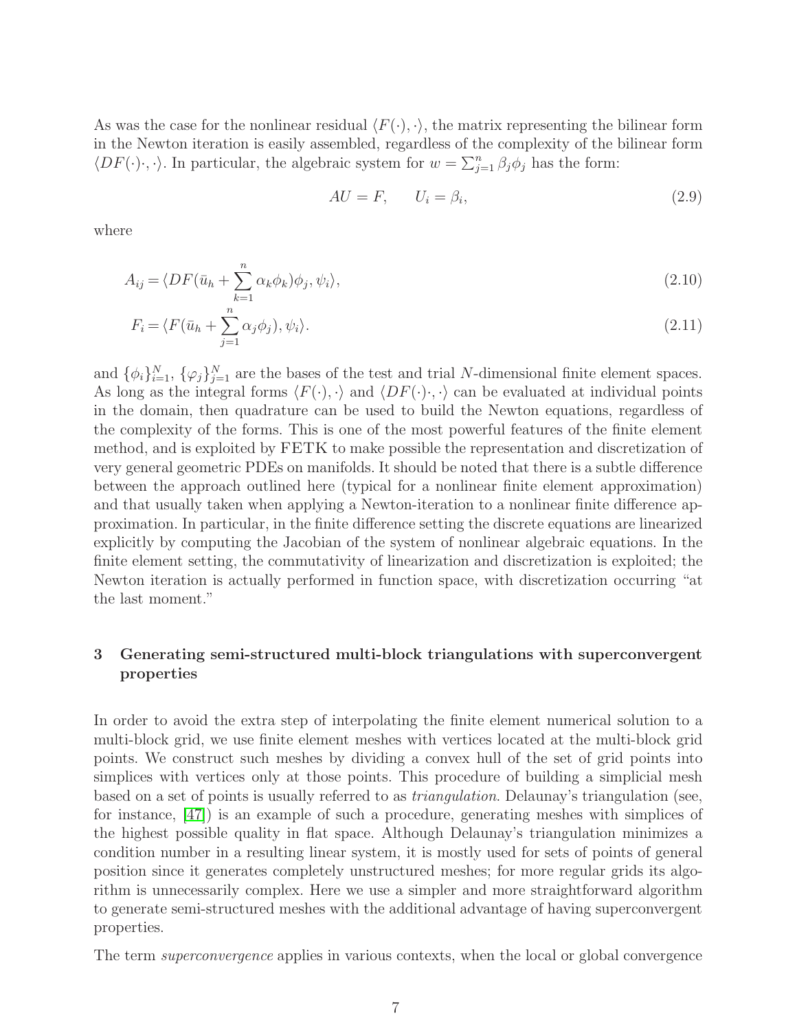As was the case for the nonlinear residual $\langle F(\cdot), \cdot\rangle$, the matrix representing the bilinear form in the Newton iteration is easily assembled, regardless of the complexity of the bilinear form $\langle DF(\cdot)\cdot, \cdot\rangle$. In particular, the algebraic system for $w = \sum_{j=1}^{n} \beta_j \phi_j$ has the form:

$$AU = F, \qquad U_i = \beta_i, \tag{2.9}$$

where

$$A_{ij} = \langle DF(\bar{u}_h + \sum_{k=1}^{n} \alpha_k \phi_k)\phi_j, \psi_i \rangle, \tag{2.10}$$

$$F_i = \langle F(\bar{u}_h + \sum_{j=1}^{n} \alpha_j \phi_j), \psi_i \rangle. \tag{2.11}$$

and $\{\phi_i\}_{i=1}^{N}$, $\{\varphi_j\}_{j=1}^{N}$ are the bases of the test and trial $N$-dimensional finite element spaces. As long as the integral forms $\langle F(\cdot), \cdot\rangle$ and $\langle DF(\cdot)\cdot, \cdot\rangle$ can be evaluated at individual points in the domain, then quadrature can be used to build the Newton equations, regardless of the complexity of the forms. This is one of the most powerful features of the finite element method, and is exploited by FETK to make possible the representation and discretization of very general geometric PDEs on manifolds. It should be noted that there is a subtle difference between the approach outlined here (typical for a nonlinear finite element approximation) and that usually taken when applying a Newton-iteration to a nonlinear finite difference approximation. In particular, in the finite difference setting the discrete equations are linearized explicitly by computing the Jacobian of the system of nonlinear algebraic equations. In the finite element setting, the commutativity of linearization and discretization is exploited; the Newton iteration is actually performed in function space, with discretization occurring "at the last moment."

## 3 Generating semi-structured multi-block triangulations with superconvergent properties

In order to avoid the extra step of interpolating the finite element numerical solution to a multi-block grid, we use finite element meshes with vertices located at the multi-block grid points. We construct such meshes by dividing a convex hull of the set of grid points into simplices with vertices only at those points. This procedure of building a simplicial mesh based on a set of points is usually referred to as *triangulation*. Delaunay's triangulation (see, for instance, [47]) is an example of such a procedure, generating meshes with simplices of the highest possible quality in flat space. Although Delaunay's triangulation minimizes a condition number in a resulting linear system, it is mostly used for sets of points of general position since it generates completely unstructured meshes; for more regular grids its algorithm is unnecessarily complex. Here we use a simpler and more straightforward algorithm to generate semi-structured meshes with the additional advantage of having superconvergent properties.

The term *superconvergence* applies in various contexts, when the local or global convergence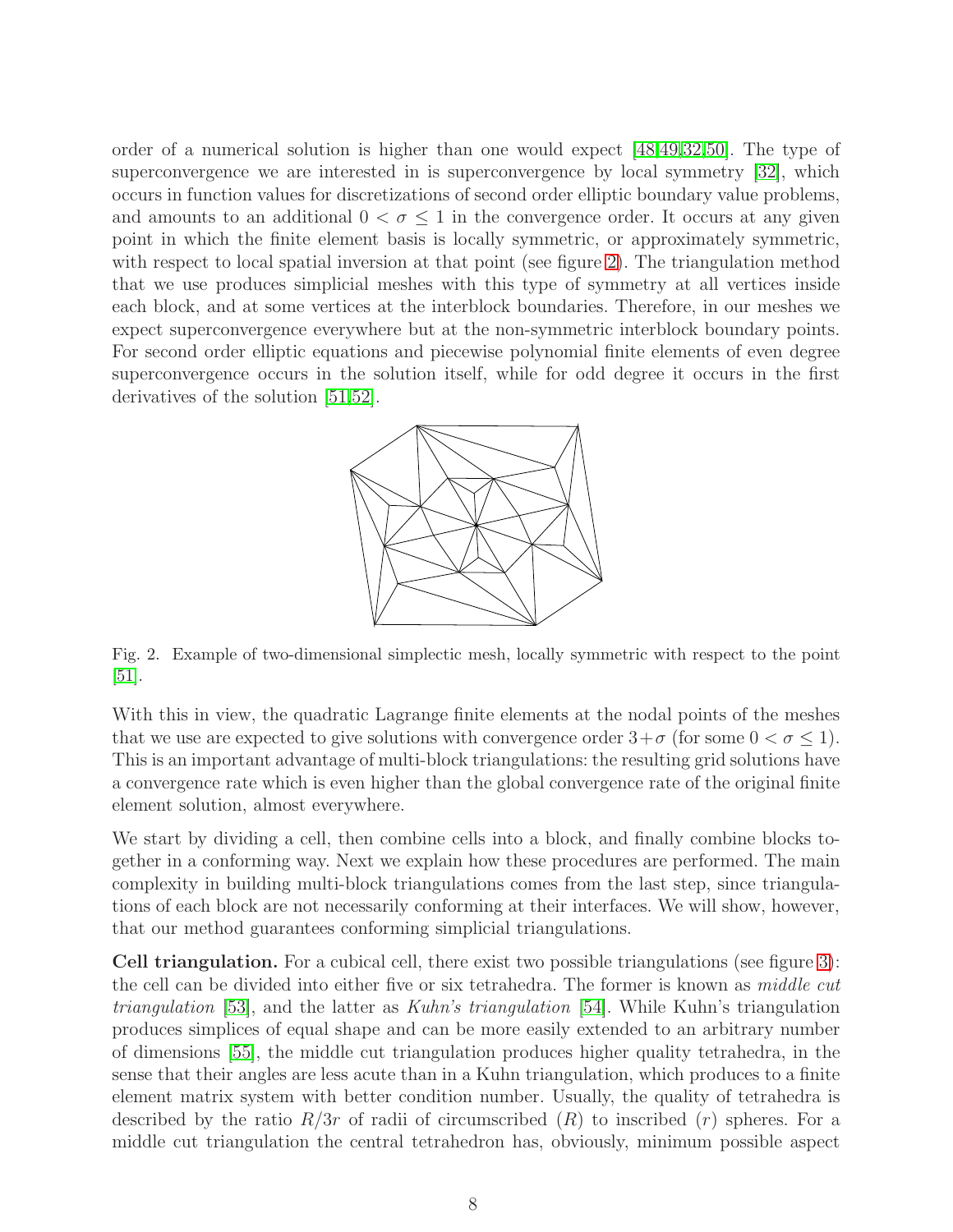order of a numerical solution is higher than one would expect [48,49,32,50]. The type of superconvergence we are interested in is superconvergence by local symmetry [32], which occurs in function values for discretizations of second order elliptic boundary value problems, and amounts to an additional $0 < \sigma \leq 1$ in the convergence order. It occurs at any given point in which the finite element basis is locally symmetric, or approximately symmetric, with respect to local spatial inversion at that point (see figure 2). The triangulation method that we use produces simplicial meshes with this type of symmetry at all vertices inside each block, and at some vertices at the interblock boundaries. Therefore, in our meshes we expect superconvergence everywhere but at the non-symmetric interblock boundary points. For second order elliptic equations and piecewise polynomial finite elements of even degree superconvergence occurs in the solution itself, while for odd degree it occurs in the first derivatives of the solution [51,52].

Fig. 2. Example of two-dimensional simplectic mesh, locally symmetric with respect to the point [51].

With this in view, the quadratic Lagrange finite elements at the nodal points of the meshes that we use are expected to give solutions with convergence order $3+\sigma$ (for some $0 < \sigma \leq 1$). This is an important advantage of multi-block triangulations: the resulting grid solutions have a convergence rate which is even higher than the global convergence rate of the original finite element solution, almost everywhere.

We start by dividing a cell, then combine cells into a block, and finally combine blocks together in a conforming way. Next we explain how these procedures are performed. The main complexity in building multi-block triangulations comes from the last step, since triangulations of each block are not necessarily conforming at their interfaces. We will show, however, that our method guarantees conforming simplicial triangulations.

**Cell triangulation.** For a cubical cell, there exist two possible triangulations (see figure 3): the cell can be divided into either five or six tetrahedra. The former is known as *middle cut triangulation* [53], and the latter as *Kuhn's triangulation* [54]. While Kuhn's triangulation produces simplices of equal shape and can be more easily extended to an arbitrary number of dimensions [55], the middle cut triangulation produces higher quality tetrahedra, in the sense that their angles are less acute than in a Kuhn triangulation, which produces to a finite element matrix system with better condition number. Usually, the quality of tetrahedra is described by the ratio $R/3r$ of radii of circumscribed ($R$) to inscribed ($r$) spheres. For a middle cut triangulation the central tetrahedron has, obviously, minimum possible aspect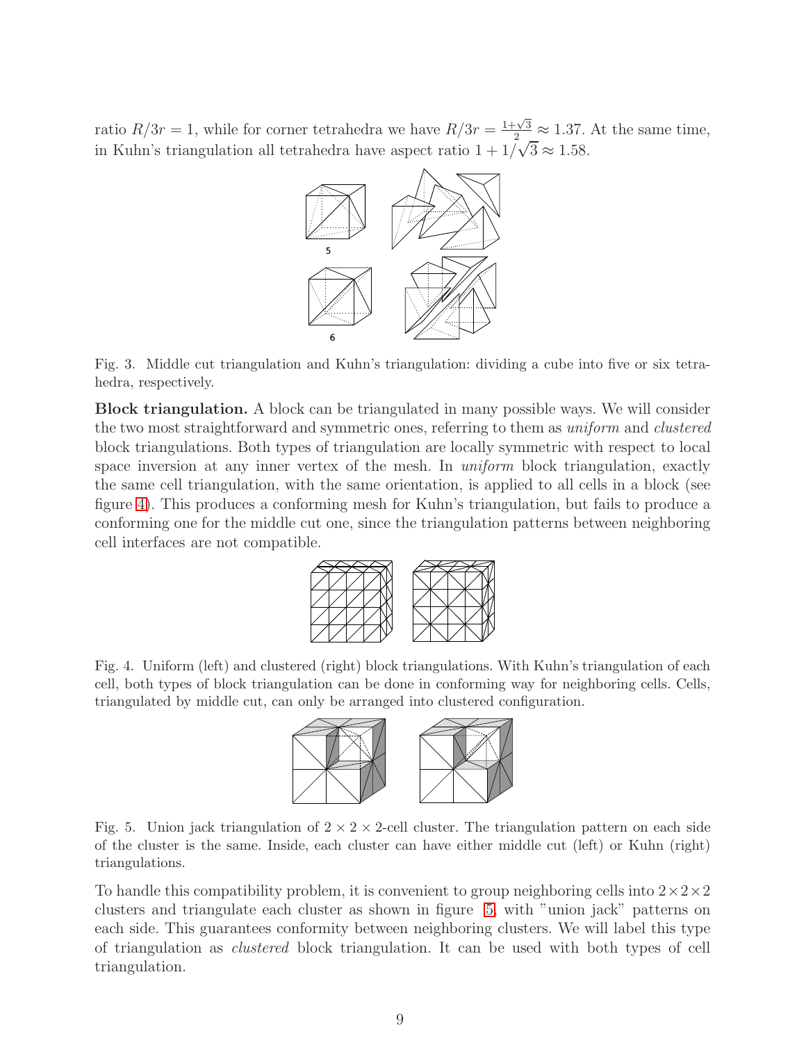ratio $R/3r = 1$, while for corner tetrahedra we have $R/3r = \frac{1+\sqrt{3}}{2} \approx 1.37$. At the same time, in Kuhn's triangulation all tetrahedra have aspect ratio $1 + 1/\sqrt{3} \approx 1.58$.

Fig. 3. Middle cut triangulation and Kuhn's triangulation: dividing a cube into five or six tetrahedra, respectively.

**Block triangulation.** A block can be triangulated in many possible ways. We will consider the two most straightforward and symmetric ones, referring to them as *uniform* and *clustered* block triangulations. Both types of triangulation are locally symmetric with respect to local space inversion at any inner vertex of the mesh. In *uniform* block triangulation, exactly the same cell triangulation, with the same orientation, is applied to all cells in a block (see figure 4). This produces a conforming mesh for Kuhn's triangulation, but fails to produce a conforming one for the middle cut one, since the triangulation patterns between neighboring cell interfaces are not compatible.

Fig. 4. Uniform (left) and clustered (right) block triangulations. With Kuhn's triangulation of each cell, both types of block triangulation can be done in conforming way for neighboring cells. Cells, triangulated by middle cut, can only be arranged into clustered configuration.

Fig. 5. Union jack triangulation of $2 \times 2 \times 2$-cell cluster. The triangulation pattern on each side of the cluster is the same. Inside, each cluster can have either middle cut (left) or Kuhn (right) triangulations.

To handle this compatibility problem, it is convenient to group neighboring cells into $2 \times 2 \times 2$ clusters and triangulate each cluster as shown in figure 5, with "union jack" patterns on each side. This guarantees conformity between neighboring clusters. We will label this type of triangulation as *clustered* block triangulation. It can be used with both types of cell triangulation.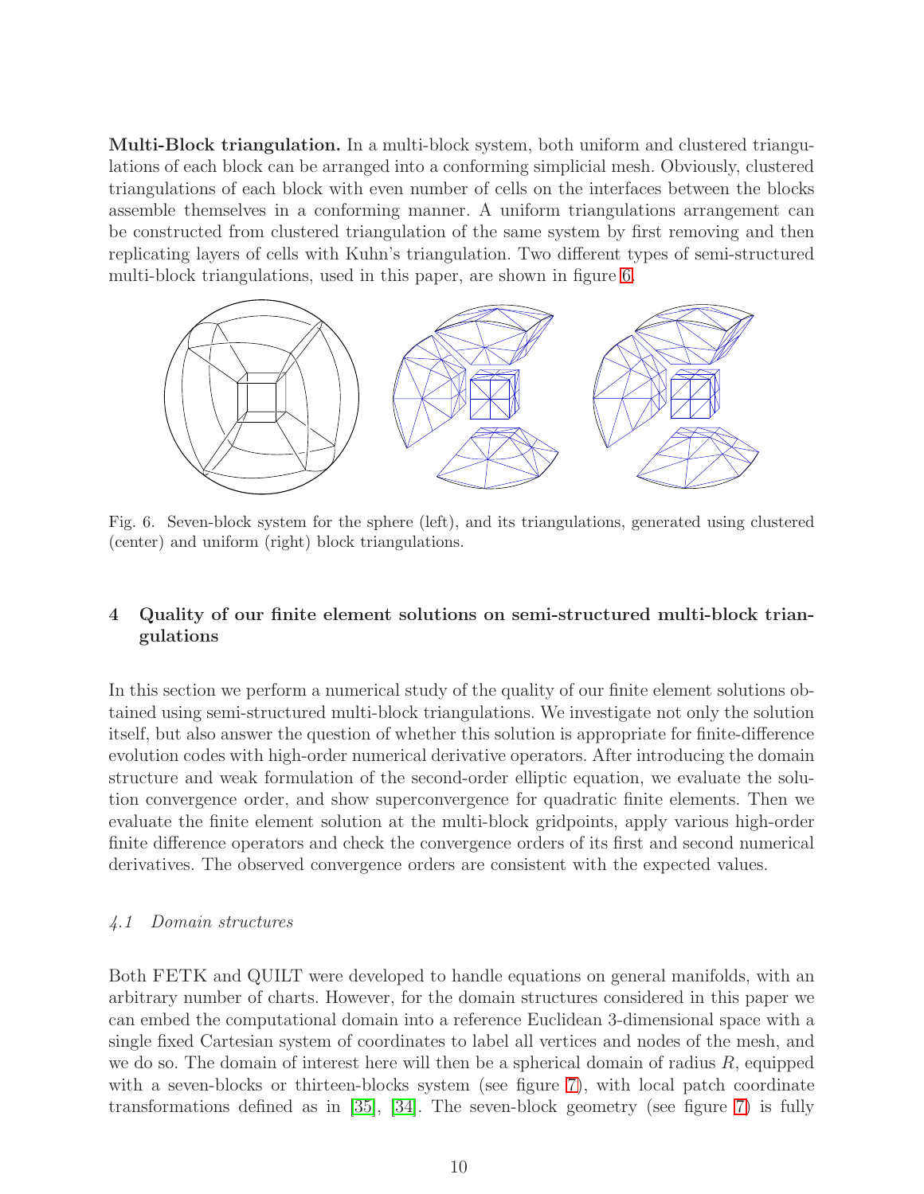**Multi-Block triangulation.** In a multi-block system, both uniform and clustered triangulations of each block can be arranged into a conforming simplicial mesh. Obviously, clustered triangulations of each block with even number of cells on the interfaces between the blocks assemble themselves in a conforming manner. A uniform triangulations arrangement can be constructed from clustered triangulation of the same system by first removing and then replicating layers of cells with Kuhn's triangulation. Two different types of semi-structured multi-block triangulations, used in this paper, are shown in figure 6.

Fig. 6. Seven-block system for the sphere (left), and its triangulations, generated using clustered (center) and uniform (right) block triangulations.

## 4 Quality of our finite element solutions on semi-structured multi-block triangulations

In this section we perform a numerical study of the quality of our finite element solutions obtained using semi-structured multi-block triangulations. We investigate not only the solution itself, but also answer the question of whether this solution is appropriate for finite-difference evolution codes with high-order numerical derivative operators. After introducing the domain structure and weak formulation of the second-order elliptic equation, we evaluate the solution convergence order, and show superconvergence for quadratic finite elements. Then we evaluate the finite element solution at the multi-block gridpoints, apply various high-order finite difference operators and check the convergence orders of its first and second numerical derivatives. The observed convergence orders are consistent with the expected values.

### *4.1 Domain structures*

Both FETK and QUILT were developed to handle equations on general manifolds, with an arbitrary number of charts. However, for the domain structures considered in this paper we can embed the computational domain into a reference Euclidean 3-dimensional space with a single fixed Cartesian system of coordinates to label all vertices and nodes of the mesh, and we do so. The domain of interest here will then be a spherical domain of radius $R$, equipped with a seven-blocks or thirteen-blocks system (see figure 7), with local patch coordinate transformations defined as in [35], [34]. The seven-block geometry (see figure 7) is fully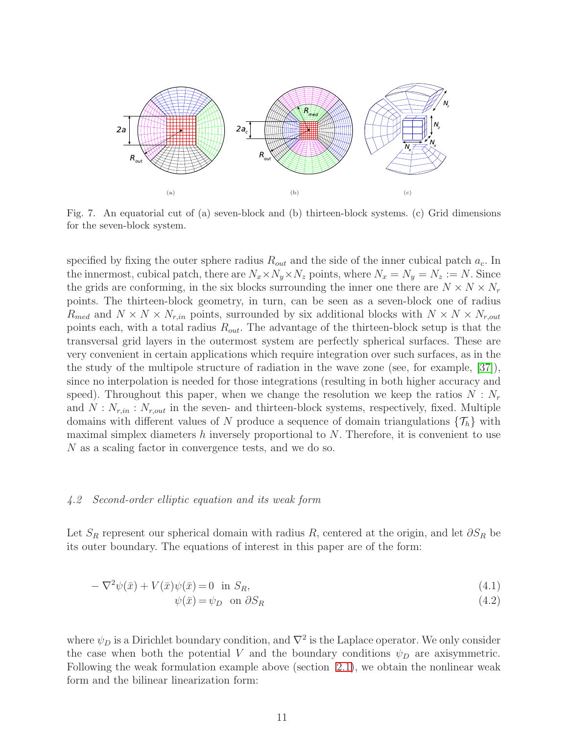Fig. 7. An equatorial cut of (a) seven-block and (b) thirteen-block systems. (c) Grid dimensions for the seven-block system.

specified by fixing the outer sphere radius $R_{out}$ and the side of the inner cubical patch $a_c$. In the innermost, cubical patch, there are $N_x \times N_y \times N_z$ points, where $N_x = N_y = N_z := N$. Since the grids are conforming, in the six blocks surrounding the inner one there are $N \times N \times N_r$ points. The thirteen-block geometry, in turn, can be seen as a seven-block one of radius $R_{med}$ and $N \times N \times N_{r,in}$ points, surrounded by six additional blocks with $N \times N \times N_{r,out}$ points each, with a total radius $R_{out}$. The advantage of the thirteen-block setup is that the transversal grid layers in the outermost system are perfectly spherical surfaces. These are very convenient in certain applications which require integration over such surfaces, as in the the study of the multipole structure of radiation in the wave zone (see, for example, [37]), since no interpolation is needed for those integrations (resulting in both higher accuracy and speed). Throughout this paper, when we change the resolution we keep the ratios $N : N_r$ and $N : N_{r,in} : N_{r,out}$ in the seven- and thirteen-block systems, respectively, fixed. Multiple domains with different values of $N$ produce a sequence of domain triangulations $\{\mathcal{T}_h\}$ with maximal simplex diameters $h$ inversely proportional to $N$. Therefore, it is convenient to use $N$ as a scaling factor in convergence tests, and we do so.

### *4.2 Second-order elliptic equation and its weak form*

Let $S_R$ represent our spherical domain with radius $R$, centered at the origin, and let $\partial S_R$ be its outer boundary. The equations of interest in this paper are of the form:

$$-\nabla^2\psi(\bar{x}) + V(\bar{x})\psi(\bar{x}) = 0 \quad \text{in } S_R, \tag{4.1}$$

$$\psi(\bar{x}) = \psi_D \quad \text{on } \partial S_R \tag{4.2}$$

where $\psi_D$ is a Dirichlet boundary condition, and $\nabla^2$ is the Laplace operator. We only consider the case when both the potential $V$ and the boundary conditions $\psi_D$ are axisymmetric. Following the weak formulation example above (section 2.1), we obtain the nonlinear weak form and the bilinear linearization form: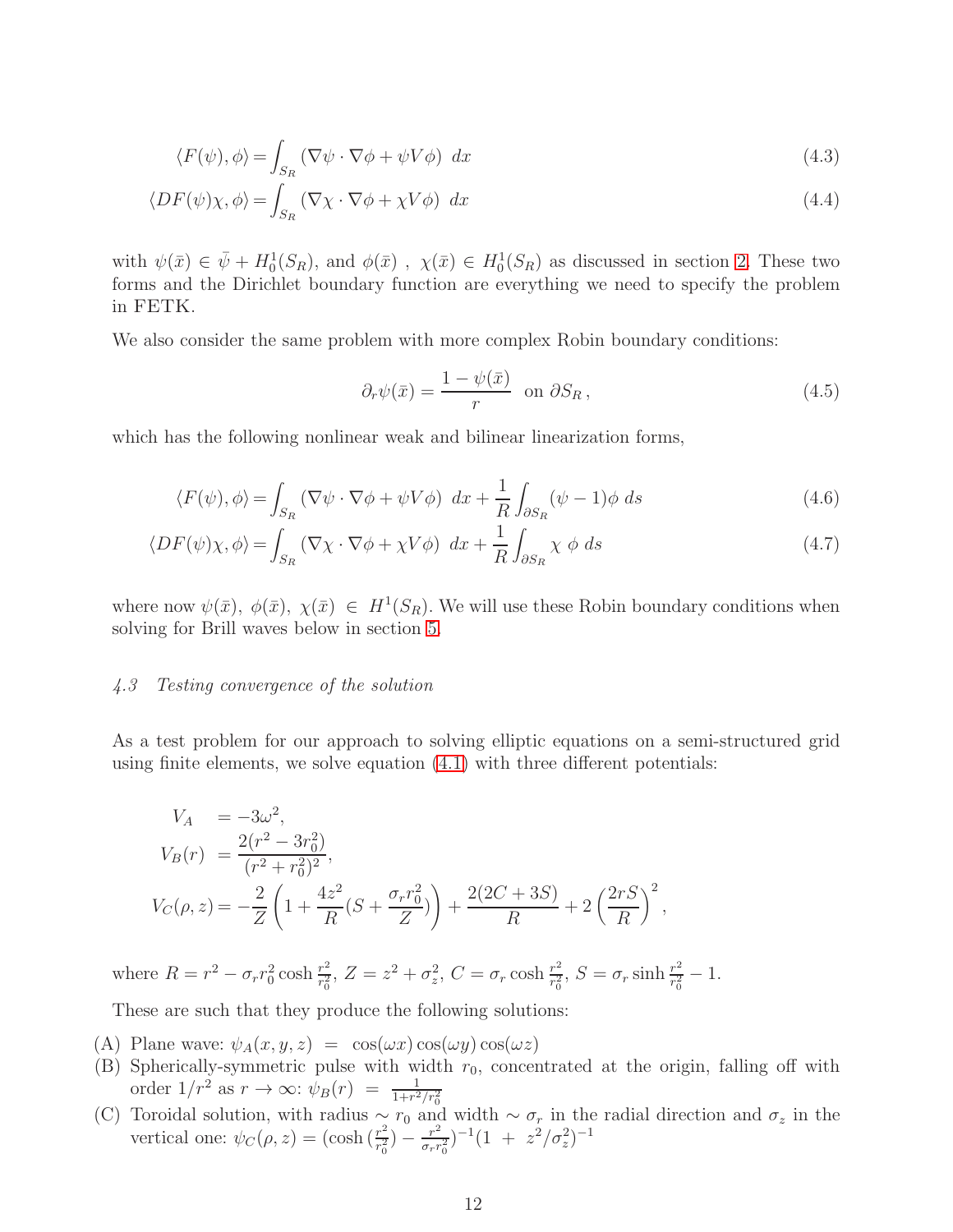$$\langle F(\psi), \phi \rangle = \int_{S_R} \left( \nabla \psi \cdot \nabla \phi + \psi V \phi \right) \, dx \tag{4.3}$$

$$\langle DF(\psi)\chi, \phi \rangle = \int_{S_R} \left( \nabla \chi \cdot \nabla \phi + \chi V \phi \right) \, dx \tag{4.4}$$

with $\psi(\bar{x}) \in \bar{\psi} + H_0^1(S_R)$, and $\phi(\bar{x})$ , $\chi(\bar{x}) \in H_0^1(S_R)$ as discussed in section 2. These two forms and the Dirichlet boundary function are everything we need to specify the problem in FETK.

We also consider the same problem with more complex Robin boundary conditions:

$$\partial_r \psi(\bar{x}) = \frac{1 - \psi(\bar{x})}{r} \quad \text{on } \partial S_R \,, \tag{4.5}$$

which has the following nonlinear weak and bilinear linearization forms,

$$\langle F(\psi), \phi \rangle = \int_{S_R} \left( \nabla \psi \cdot \nabla \phi + \psi V \phi \right) \, dx + \frac{1}{R} \int_{\partial S_R} (\psi - 1)\phi \, ds \tag{4.6}$$

$$\langle DF(\psi)\chi, \phi \rangle = \int_{S_R} \left( \nabla \chi \cdot \nabla \phi + \chi V \phi \right) \, dx + \frac{1}{R} \int_{\partial S_R} \chi \, \phi \, ds \tag{4.7}$$

where now $\psi(\bar{x})$, $\phi(\bar{x})$, $\chi(\bar{x}) \in H^1(S_R)$. We will use these Robin boundary conditions when solving for Brill waves below in section 5.

### *4.3 Testing convergence of the solution*

As a test problem for our approach to solving elliptic equations on a semi-structured grid using finite elements, we solve equation (4.1) with three different potentials:

$$\begin{aligned}
V_A \quad &= -3\omega^2, \\
V_B(r) \; &= \frac{2(r^2 - 3r_0^2)}{(r^2 + r_0^2)^2}, \\
V_C(\rho, z) &= -\frac{2}{Z}\left(1 + \frac{4z^2}{R}(S + \frac{\sigma_r r_0^2}{Z})\right) + \frac{2(2C + 3S)}{R} + 2\left(\frac{2rS}{R}\right)^2,
\end{aligned}$$

where $R = r^2 - \sigma_r r_0^2 \cosh \frac{r^2}{r_0^2}$, $Z = z^2 + \sigma_z^2$, $C = \sigma_r \cosh \frac{r^2}{r_0^2}$, $S = \sigma_r \sinh \frac{r^2}{r_0^2} - 1$.

These are such that they produce the following solutions:

(A) Plane wave: $\psi_A(x, y, z) \;=\; \cos(\omega x)\cos(\omega y)\cos(\omega z)$

(B) Spherically-symmetric pulse with width $r_0$, concentrated at the origin, falling off with order $1/r^2$ as $r \to \infty$: $\psi_B(r) \;=\; \frac{1}{1 + r^2/r_0^2}$

(C) Toroidal solution, with radius $\sim r_0$ and width $\sim \sigma_r$ in the radial direction and $\sigma_z$ in the vertical one: $\psi_C(\rho, z) = (\cosh(\frac{r^2}{r_0^2}) - \frac{r^2}{\sigma_r r_0^2})^{-1}(1 \;+\; z^2/\sigma_z^2)^{-1}$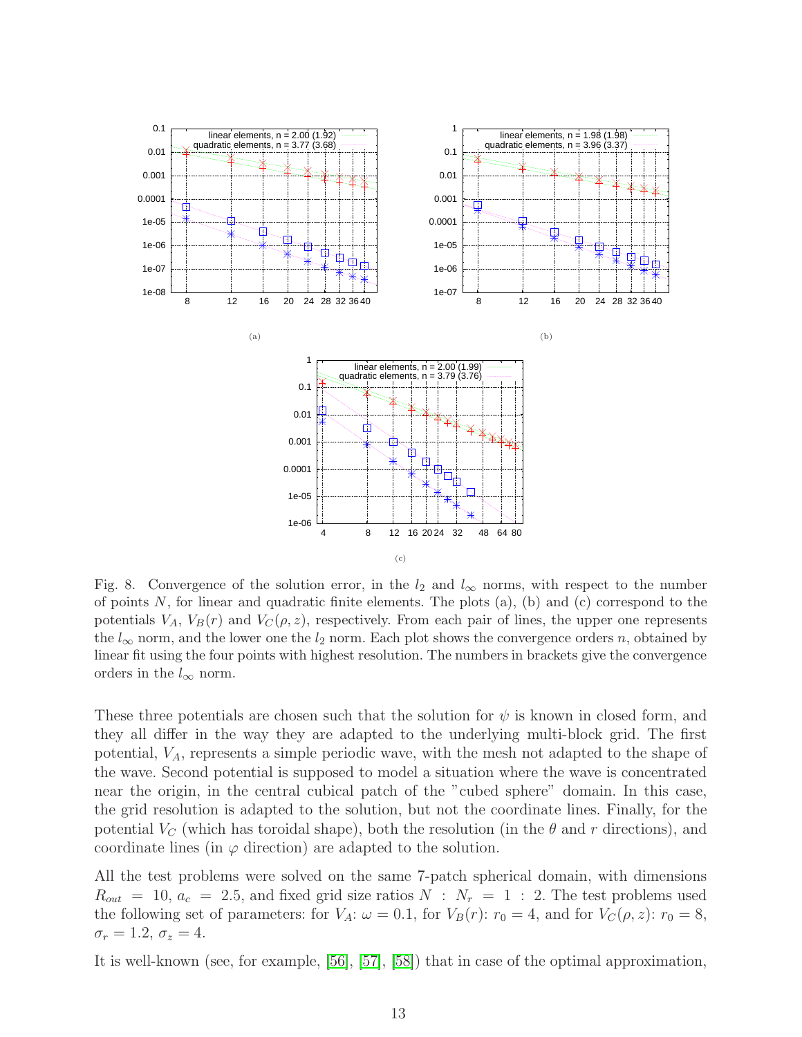Fig. 8. Convergence of the solution error, in the $l_2$ and $l_\infty$ norms, with respect to the number of points $N$, for linear and quadratic finite elements. The plots (a), (b) and (c) correspond to the potentials $V_A$, $V_B(r)$ and $V_C(\rho, z)$, respectively. From each pair of lines, the upper one represents the $l_\infty$ norm, and the lower one the $l_2$ norm. Each plot shows the convergence orders $n$, obtained by linear fit using the four points with highest resolution. The numbers in brackets give the convergence orders in the $l_\infty$ norm.

These three potentials are chosen such that the solution for $\psi$ is known in closed form, and they all differ in the way they are adapted to the underlying multi-block grid. The first potential, $V_A$, represents a simple periodic wave, with the mesh not adapted to the shape of the wave. Second potential is supposed to model a situation where the wave is concentrated near the origin, in the central cubical patch of the "cubed sphere" domain. In this case, the grid resolution is adapted to the solution, but not the coordinate lines. Finally, for the potential $V_C$ (which has toroidal shape), both the resolution (in the $\theta$ and $r$ directions), and coordinate lines (in $\varphi$ direction) are adapted to the solution.

All the test problems were solved on the same 7-patch spherical domain, with dimensions $R_{out} = 10$, $a_c = 2.5$, and fixed grid size ratios $N : N_r = 1 : 2$. The test problems used the following set of parameters: for $V_A$: $\omega = 0.1$, for $V_B(r)$: $r_0 = 4$, and for $V_C(\rho, z)$: $r_0 = 8$, $\sigma_r = 1.2$, $\sigma_z = 4$.

It is well-known (see, for example, [56], [57], [58]) that in case of the optimal approximation,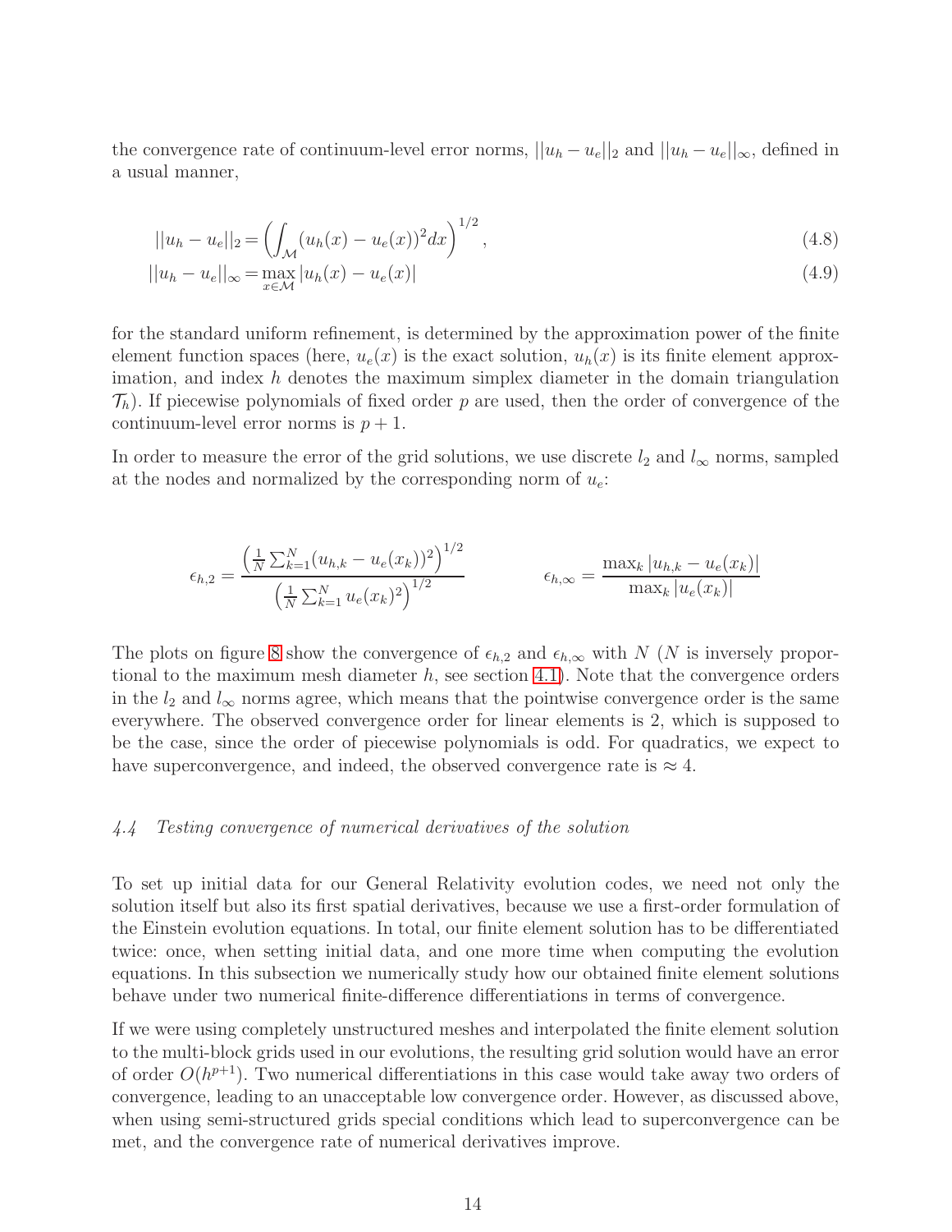the convergence rate of continuum-level error norms, $||u_h - u_e||_2$ and $||u_h - u_e||_\infty$, defined in a usual manner,

$$||u_h - u_e||_2 = \left( \int_{\mathcal{M}} (u_h(x) - u_e(x))^2 dx \right)^{1/2}, \tag{4.8}$$

$$||u_h - u_e||_\infty = \max_{x \in \mathcal{M}} |u_h(x) - u_e(x)| \tag{4.9}$$

for the standard uniform refinement, is determined by the approximation power of the finite element function spaces (here, $u_e(x)$ is the exact solution, $u_h(x)$ is its finite element approximation, and index $h$ denotes the maximum simplex diameter in the domain triangulation $\mathcal{T}_h$). If piecewise polynomials of fixed order $p$ are used, then the order of convergence of the continuum-level error norms is $p + 1$.

In order to measure the error of the grid solutions, we use discrete $l_2$ and $l_\infty$ norms, sampled at the nodes and normalized by the corresponding norm of $u_e$:

$$\epsilon_{h,2} = \frac{\left( \frac{1}{N} \sum_{k=1}^{N} (u_{h,k} - u_e(x_k))^2 \right)^{1/2}}{\left( \frac{1}{N} \sum_{k=1}^{N} u_e(x_k)^2 \right)^{1/2}} \qquad \epsilon_{h,\infty} = \frac{\max_k |u_{h,k} - u_e(x_k)|}{\max_k |u_e(x_k)|}$$

The plots on figure 8 show the convergence of $\epsilon_{h,2}$ and $\epsilon_{h,\infty}$ with $N$ ($N$ is inversely proportional to the maximum mesh diameter $h$, see section 4.1). Note that the convergence orders in the $l_2$ and $l_\infty$ norms agree, which means that the pointwise convergence order is the same everywhere. The observed convergence order for linear elements is 2, which is supposed to be the case, since the order of piecewise polynomials is odd. For quadratics, we expect to have superconvergence, and indeed, the observed convergence rate is $\approx 4$.

### *4.4 Testing convergence of numerical derivatives of the solution*

To set up initial data for our General Relativity evolution codes, we need not only the solution itself but also its first spatial derivatives, because we use a first-order formulation of the Einstein evolution equations. In total, our finite element solution has to be differentiated twice: once, when setting initial data, and one more time when computing the evolution equations. In this subsection we numerically study how our obtained finite element solutions behave under two numerical finite-difference differentiations in terms of convergence.

If we were using completely unstructured meshes and interpolated the finite element solution to the multi-block grids used in our evolutions, the resulting grid solution would have an error of order $O(h^{p+1})$. Two numerical differentiations in this case would take away two orders of convergence, leading to an unacceptable low convergence order. However, as discussed above, when using semi-structured grids special conditions which lead to superconvergence can be met, and the convergence rate of numerical derivatives improve.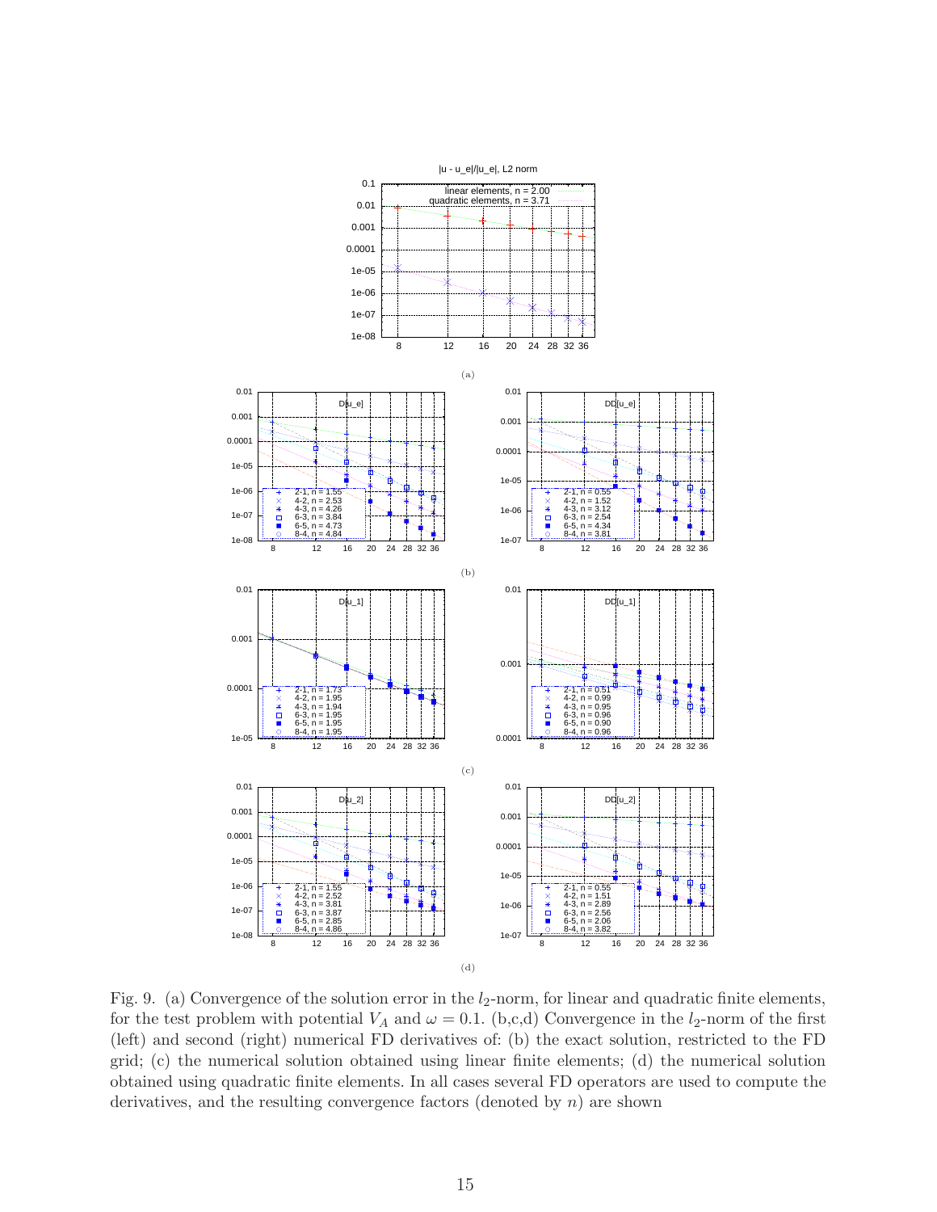(a)

(b)

(c)

(d)

Fig. 9. (a) Convergence of the solution error in the $l_2$-norm, for linear and quadratic finite elements, for the test problem with potential $V_A$ and $\omega = 0.1$. (b,c,d) Convergence in the $l_2$-norm of the first (left) and second (right) numerical FD derivatives of: (b) the exact solution, restricted to the FD grid; (c) the numerical solution obtained using linear finite elements; (d) the numerical solution obtained using quadratic finite elements. In all cases several FD operators are used to compute the derivatives, and the resulting convergence factors (denoted by $n$) are shown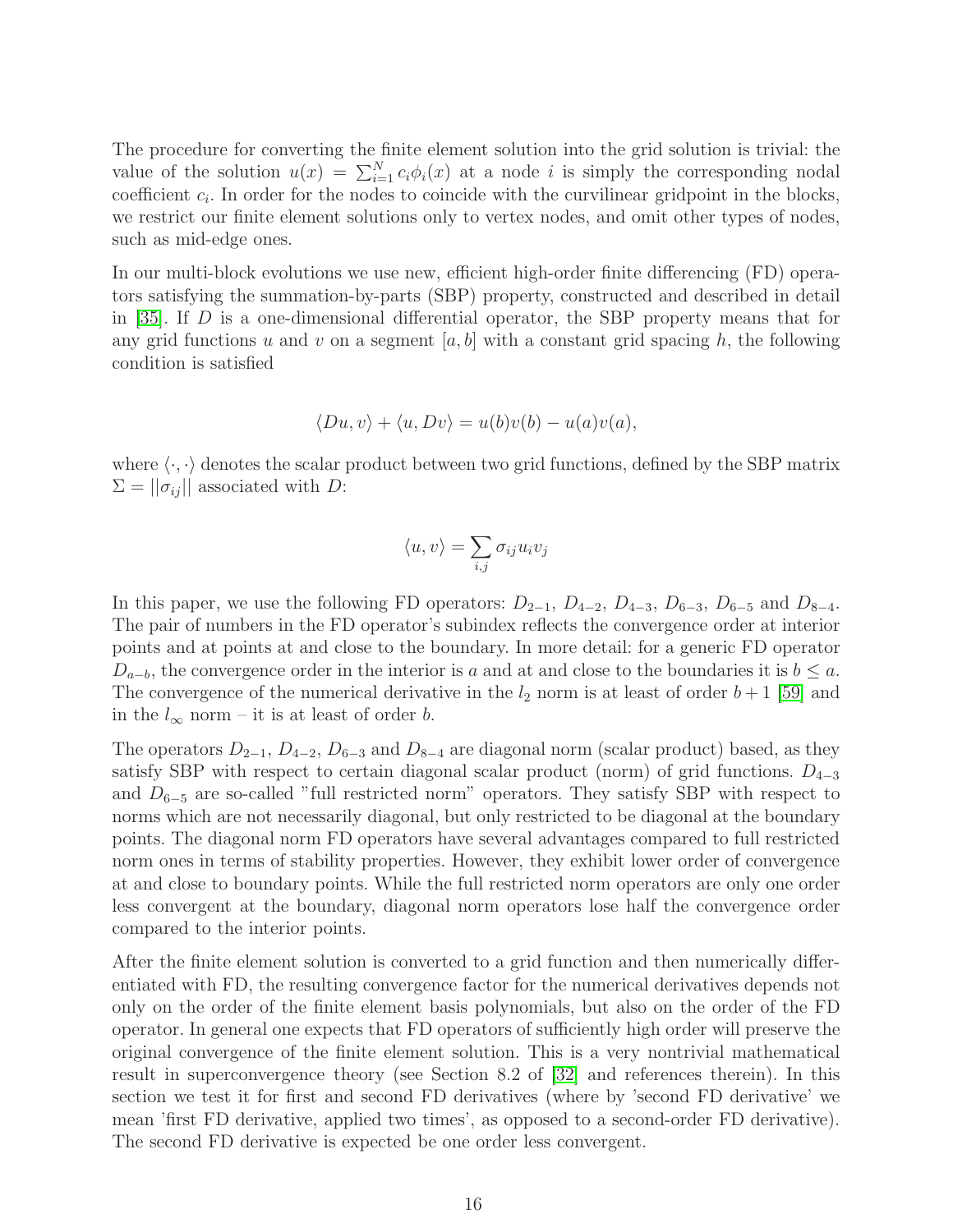The procedure for converting the finite element solution into the grid solution is trivial: the value of the solution $u(x) = \sum_{i=1}^{N} c_i\phi_i(x)$ at a node $i$ is simply the corresponding nodal coefficient $c_i$. In order for the nodes to coincide with the curvilinear gridpoint in the blocks, we restrict our finite element solutions only to vertex nodes, and omit other types of nodes, such as mid-edge ones.

In our multi-block evolutions we use new, efficient high-order finite differencing (FD) operators satisfying the summation-by-parts (SBP) property, constructed and described in detail in [35]. If $D$ is a one-dimensional differential operator, the SBP property means that for any grid functions $u$ and $v$ on a segment $[a, b]$ with a constant grid spacing $h$, the following condition is satisfied

$$\langle Du, v\rangle + \langle u, Dv\rangle = u(b)v(b) - u(a)v(a),$$

where $\langle\cdot,\cdot\rangle$ denotes the scalar product between two grid functions, defined by the SBP matrix $\Sigma = ||\sigma_{ij}||$ associated with $D$:

$$\langle u, v\rangle = \sum_{i,j} \sigma_{ij} u_i v_j$$

In this paper, we use the following FD operators: $D_{2-1}$, $D_{4-2}$, $D_{4-3}$, $D_{6-3}$, $D_{6-5}$ and $D_{8-4}$. The pair of numbers in the FD operator's subindex reflects the convergence order at interior points and at points at and close to the boundary. In more detail: for a generic FD operator $D_{a-b}$, the convergence order in the interior is $a$ and at and close to the boundaries it is $b \leq a$. The convergence of the numerical derivative in the $l_2$ norm is at least of order $b+1$ [59] and in the $l_\infty$ norm – it is at least of order $b$.

The operators $D_{2-1}$, $D_{4-2}$, $D_{6-3}$ and $D_{8-4}$ are diagonal norm (scalar product) based, as they satisfy SBP with respect to certain diagonal scalar product (norm) of grid functions. $D_{4-3}$ and $D_{6-5}$ are so-called "full restricted norm" operators. They satisfy SBP with respect to norms which are not necessarily diagonal, but only restricted to be diagonal at the boundary points. The diagonal norm FD operators have several advantages compared to full restricted norm ones in terms of stability properties. However, they exhibit lower order of convergence at and close to boundary points. While the full restricted norm operators are only one order less convergent at the boundary, diagonal norm operators lose half the convergence order compared to the interior points.

After the finite element solution is converted to a grid function and then numerically differentiated with FD, the resulting convergence factor for the numerical derivatives depends not only on the order of the finite element basis polynomials, but also on the order of the FD operator. In general one expects that FD operators of sufficiently high order will preserve the original convergence of the finite element solution. This is a very nontrivial mathematical result in superconvergence theory (see Section 8.2 of [32] and references therein). In this section we test it for first and second FD derivatives (where by 'second FD derivative' we mean 'first FD derivative, applied two times', as opposed to a second-order FD derivative). The second FD derivative is expected be one order less convergent.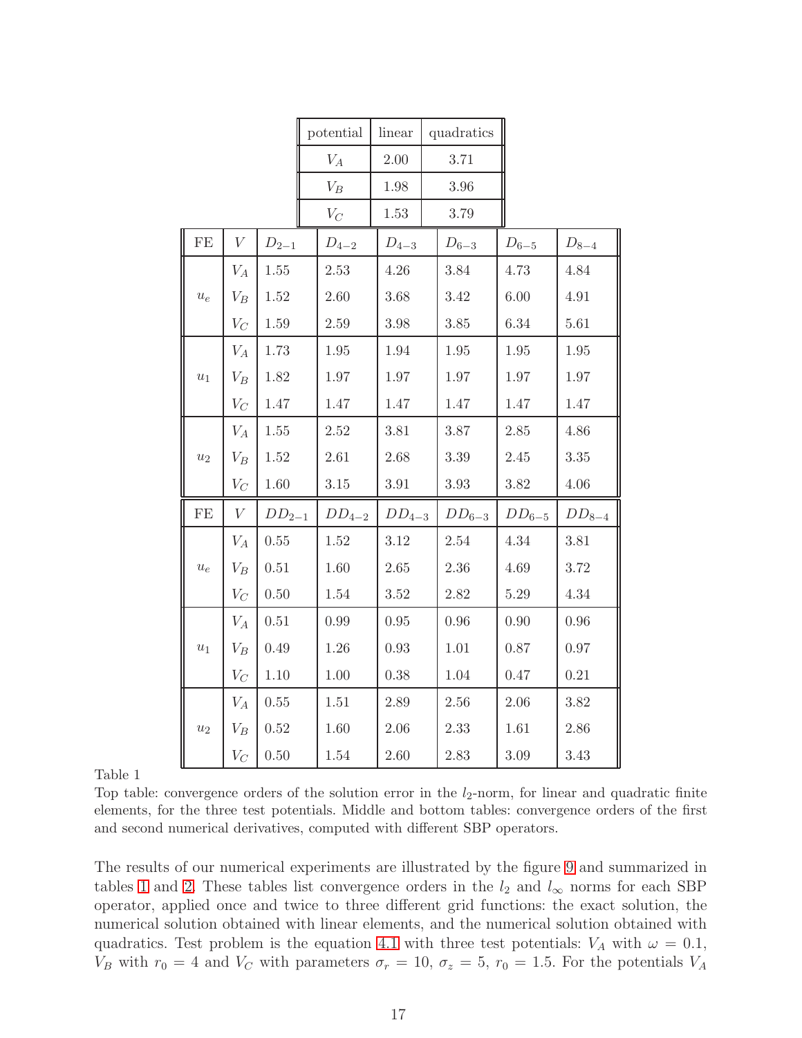| potential | linear | quadratics |
|---|---|---|
| $V_A$ | 2.00 | 3.71 |
| $V_B$ | 1.98 | 3.96 |
| $V_C$ | 1.53 | 3.79 |

| FE | $V$ | $D_{2-1}$ | $D_{4-2}$ | $D_{4-3}$ | $D_{6-3}$ | $D_{6-5}$ | $D_{8-4}$ |
|---|---|---|---|---|---|---|---|
| $u_e$ | $V_A$ | 1.55 | 2.53 | 4.26 | 3.84 | 4.73 | 4.84 |
| | $V_B$ | 1.52 | 2.60 | 3.68 | 3.42 | 6.00 | 4.91 |
| | $V_C$ | 1.59 | 2.59 | 3.98 | 3.85 | 6.34 | 5.61 |
| $u_1$ | $V_A$ | 1.73 | 1.95 | 1.94 | 1.95 | 1.95 | 1.95 |
| | $V_B$ | 1.82 | 1.97 | 1.97 | 1.97 | 1.97 | 1.97 |
| | $V_C$ | 1.47 | 1.47 | 1.47 | 1.47 | 1.47 | 1.47 |
| $u_2$ | $V_A$ | 1.55 | 2.52 | 3.81 | 3.87 | 2.85 | 4.86 |
| | $V_B$ | 1.52 | 2.61 | 2.68 | 3.39 | 2.45 | 3.35 |
| | $V_C$ | 1.60 | 3.15 | 3.91 | 3.93 | 3.82 | 4.06 |

| FE | $V$ | $DD_{2-1}$ | $DD_{4-2}$ | $DD_{4-3}$ | $DD_{6-3}$ | $DD_{6-5}$ | $DD_{8-4}$ |
|---|---|---|---|---|---|---|---|
| $u_e$ | $V_A$ | 0.55 | 1.52 | 3.12 | 2.54 | 4.34 | 3.81 |
| | $V_B$ | 0.51 | 1.60 | 2.65 | 2.36 | 4.69 | 3.72 |
| | $V_C$ | 0.50 | 1.54 | 3.52 | 2.82 | 5.29 | 4.34 |
| $u_1$ | $V_A$ | 0.51 | 0.99 | 0.95 | 0.96 | 0.90 | 0.96 |
| | $V_B$ | 0.49 | 1.26 | 0.93 | 1.01 | 0.87 | 0.97 |
| | $V_C$ | 1.10 | 1.00 | 0.38 | 1.04 | 0.47 | 0.21 |
| $u_2$ | $V_A$ | 0.55 | 1.51 | 2.89 | 2.56 | 2.06 | 3.82 |
| | $V_B$ | 0.52 | 1.60 | 2.06 | 2.33 | 1.61 | 2.86 |
| | $V_C$ | 0.50 | 1.54 | 2.60 | 2.83 | 3.09 | 3.43 |

Table 1
Top table: convergence orders of the solution error in the $l_2$-norm, for linear and quadratic finite elements, for the three test potentials. Middle and bottom tables: convergence orders of the first and second numerical derivatives, computed with different SBP operators.

The results of our numerical experiments are illustrated by the figure 9 and summarized in tables 1 and 2. These tables list convergence orders in the $l_2$ and $l_\infty$ norms for each SBP operator, applied once and twice to three different grid functions: the exact solution, the numerical solution obtained with linear elements, and the numerical solution obtained with quadratics. Test problem is the equation 4.1 with three test potentials: $V_A$ with $\omega = 0.1$, $V_B$ with $r_0 = 4$ and $V_C$ with parameters $\sigma_r = 10$, $\sigma_z = 5$, $r_0 = 1.5$. For the potentials $V_A$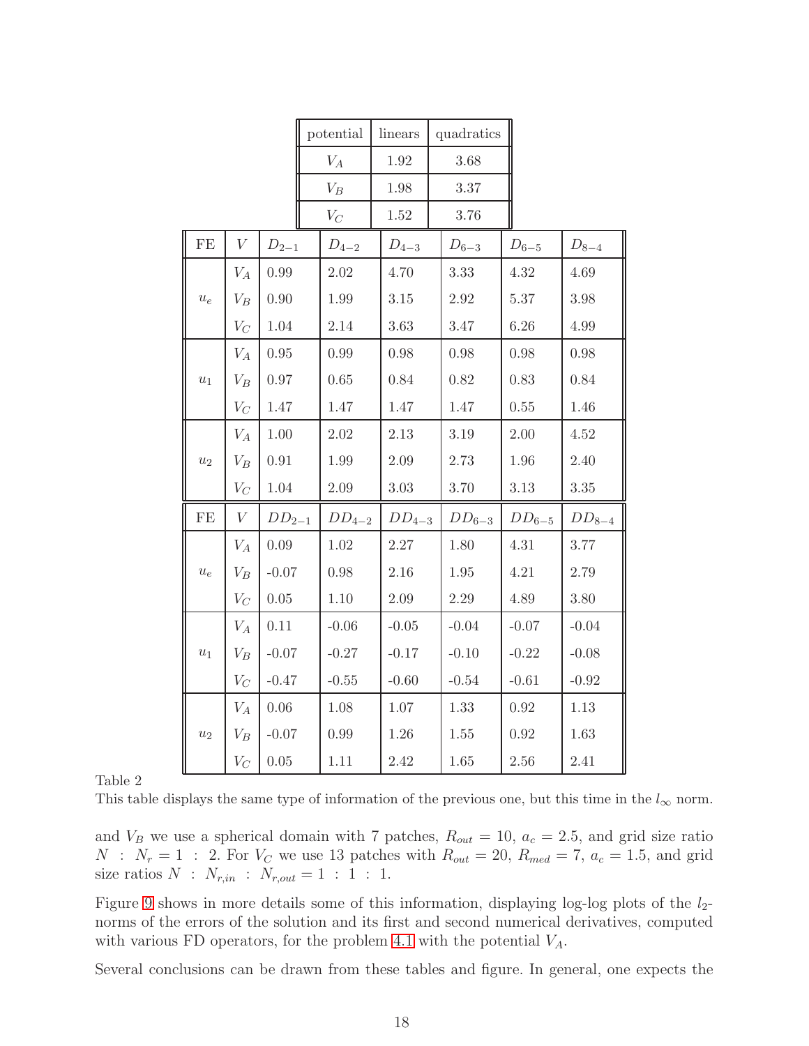| potential | linears | quadratics |
|---|---|---|
| $V_A$ | 1.92 | 3.68 |
| $V_B$ | 1.98 | 3.37 |
| $V_C$ | 1.52 | 3.76 |

| FE | $V$ | $D_{2-1}$ | $D_{4-2}$ | $D_{4-3}$ | $D_{6-3}$ | $D_{6-5}$ | $D_{8-4}$ |
|---|---|---|---|---|---|---|---|
| $u_e$ | $V_A$ | 0.99 | 2.02 | 4.70 | 3.33 | 4.32 | 4.69 |
| | $V_B$ | 0.90 | 1.99 | 3.15 | 2.92 | 5.37 | 3.98 |
| | $V_C$ | 1.04 | 2.14 | 3.63 | 3.47 | 6.26 | 4.99 |
| $u_1$ | $V_A$ | 0.95 | 0.99 | 0.98 | 0.98 | 0.98 | 0.98 |
| | $V_B$ | 0.97 | 0.65 | 0.84 | 0.82 | 0.83 | 0.84 |
| | $V_C$ | 1.47 | 1.47 | 1.47 | 1.47 | 0.55 | 1.46 |
| $u_2$ | $V_A$ | 1.00 | 2.02 | 2.13 | 3.19 | 2.00 | 4.52 |
| | $V_B$ | 0.91 | 1.99 | 2.09 | 2.73 | 1.96 | 2.40 |
| | $V_C$ | 1.04 | 2.09 | 3.03 | 3.70 | 3.13 | 3.35 |

| FE | $V$ | $DD_{2-1}$ | $DD_{4-2}$ | $DD_{4-3}$ | $DD_{6-3}$ | $DD_{6-5}$ | $DD_{8-4}$ |
|---|---|---|---|---|---|---|---|
| $u_e$ | $V_A$ | 0.09 | 1.02 | 2.27 | 1.80 | 4.31 | 3.77 |
| | $V_B$ | -0.07 | 0.98 | 2.16 | 1.95 | 4.21 | 2.79 |
| | $V_C$ | 0.05 | 1.10 | 2.09 | 2.29 | 4.89 | 3.80 |
| $u_1$ | $V_A$ | 0.11 | -0.06 | -0.05 | -0.04 | -0.07 | -0.04 |
| | $V_B$ | -0.07 | -0.27 | -0.17 | -0.10 | -0.22 | -0.08 |
| | $V_C$ | -0.47 | -0.55 | -0.60 | -0.54 | -0.61 | -0.92 |
| $u_2$ | $V_A$ | 0.06 | 1.08 | 1.07 | 1.33 | 0.92 | 1.13 |
| | $V_B$ | -0.07 | 0.99 | 1.26 | 1.55 | 0.92 | 1.63 |
| | $V_C$ | 0.05 | 1.11 | 2.42 | 1.65 | 2.56 | 2.41 |

Table 2
This table displays the same type of information of the previous one, but this time in the $l_\infty$ norm.

and $V_B$ we use a spherical domain with 7 patches, $R_{out} = 10$, $a_c = 2.5$, and grid size ratio $N : N_r = 1 : 2$. For $V_C$ we use 13 patches with $R_{out} = 20$, $R_{med} = 7$, $a_c = 1.5$, and grid size ratios $N : N_{r,in} : N_{r,out} = 1 : 1 : 1$.

Figure 9 shows in more details some of this information, displaying log-log plots of the $l_2$-norms of the errors of the solution and its first and second numerical derivatives, computed with various FD operators, for the problem 4.1 with the potential $V_A$.

Several conclusions can be drawn from these tables and figure. In general, one expects the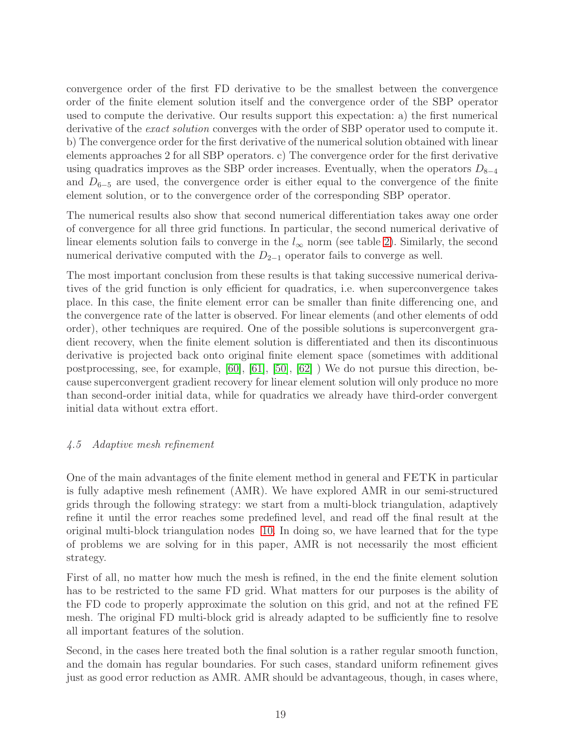convergence order of the first FD derivative to be the smallest between the convergence order of the finite element solution itself and the convergence order of the SBP operator used to compute the derivative. Our results support this expectation: a) the first numerical derivative of the *exact solution* converges with the order of SBP operator used to compute it. b) The convergence order for the first derivative of the numerical solution obtained with linear elements approaches 2 for all SBP operators. c) The convergence order for the first derivative using quadratics improves as the SBP order increases. Eventually, when the operators $D_{8-4}$ and $D_{6-5}$ are used, the convergence order is either equal to the convergence of the finite element solution, or to the convergence order of the corresponding SBP operator.

The numerical results also show that second numerical differentiation takes away one order of convergence for all three grid functions. In particular, the second numerical derivative of linear elements solution fails to converge in the $l_\infty$ norm (see table 2). Similarly, the second numerical derivative computed with the $D_{2-1}$ operator fails to converge as well.

The most important conclusion from these results is that taking successive numerical derivatives of the grid function is only efficient for quadratics, i.e. when superconvergence takes place. In this case, the finite element error can be smaller than finite differencing one, and the convergence rate of the latter is observed. For linear elements (and other elements of odd order), other techniques are required. One of the possible solutions is superconvergent gradient recovery, when the finite element solution is differentiated and then its discontinuous derivative is projected back onto original finite element space (sometimes with additional postprocessing, see, for example, [60], [61], [50], [62] ) We do not pursue this direction, because superconvergent gradient recovery for linear element solution will only produce no more than second-order initial data, while for quadratics we already have third-order convergent initial data without extra effort.

### *4.5 Adaptive mesh refinement*

One of the main advantages of the finite element method in general and FETK in particular is fully adaptive mesh refinement (AMR). We have explored AMR in our semi-structured grids through the following strategy: we start from a multi-block triangulation, adaptively refine it until the error reaches some predefined level, and read off the final result at the original multi-block triangulation nodes 10. In doing so, we have learned that for the type of problems we are solving for in this paper, AMR is not necessarily the most efficient strategy.

First of all, no matter how much the mesh is refined, in the end the finite element solution has to be restricted to the same FD grid. What matters for our purposes is the ability of the FD code to properly approximate the solution on this grid, and not at the refined FE mesh. The original FD multi-block grid is already adapted to be sufficiently fine to resolve all important features of the solution.

Second, in the cases here treated both the final solution is a rather regular smooth function, and the domain has regular boundaries. For such cases, standard uniform refinement gives just as good error reduction as AMR. AMR should be advantageous, though, in cases where,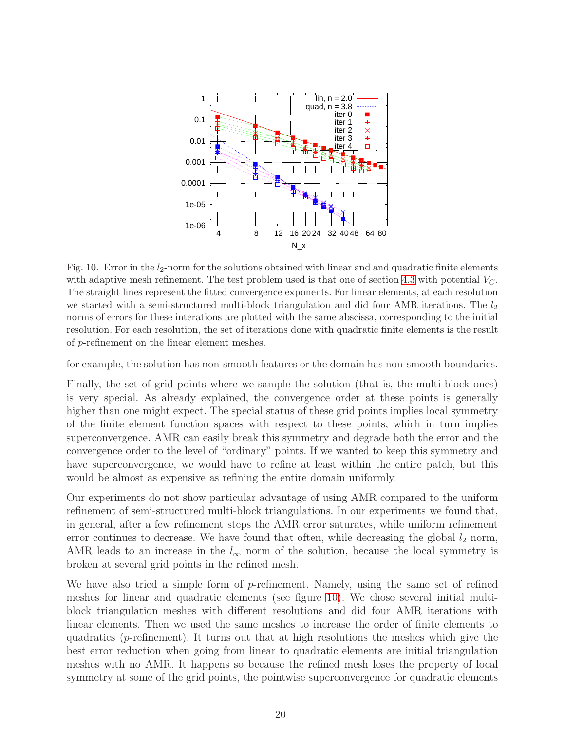Fig. 10. Error in the $l_2$-norm for the solutions obtained with linear and and quadratic finite elements with adaptive mesh refinement. The test problem used is that one of section 4.3 with potential $V_C$. The straight lines represent the fitted convergence exponents. For linear elements, at each resolution we started with a semi-structured multi-block triangulation and did four AMR iterations. The $l_2$ norms of errors for these interations are plotted with the same abscissa, corresponding to the initial resolution. For each resolution, the set of iterations done with quadratic finite elements is the result of $p$-refinement on the linear element meshes.

for example, the solution has non-smooth features or the domain has non-smooth boundaries.

Finally, the set of grid points where we sample the solution (that is, the multi-block ones) is very special. As already explained, the convergence order at these points is generally higher than one might expect. The special status of these grid points implies local symmetry of the finite element function spaces with respect to these points, which in turn implies superconvergence. AMR can easily break this symmetry and degrade both the error and the convergence order to the level of "ordinary" points. If we wanted to keep this symmetry and have superconvergence, we would have to refine at least within the entire patch, but this would be almost as expensive as refining the entire domain uniformly.

Our experiments do not show particular advantage of using AMR compared to the uniform refinement of semi-structured multi-block triangulations. In our experiments we found that, in general, after a few refinement steps the AMR error saturates, while uniform refinement error continues to decrease. We have found that often, while decreasing the global $l_2$ norm, AMR leads to an increase in the $l_\infty$ norm of the solution, because the local symmetry is broken at several grid points in the refined mesh.

We have also tried a simple form of $p$-refinement. Namely, using the same set of refined meshes for linear and quadratic elements (see figure 10). We chose several initial multi-block triangulation meshes with different resolutions and did four AMR iterations with linear elements. Then we used the same meshes to increase the order of finite elements to quadratics ($p$-refinement). It turns out that at high resolutions the meshes which give the best error reduction when going from linear to quadratic elements are initial triangulation meshes with no AMR. It happens so because the refined mesh loses the property of local symmetry at some of the grid points, the pointwise superconvergence for quadratic elements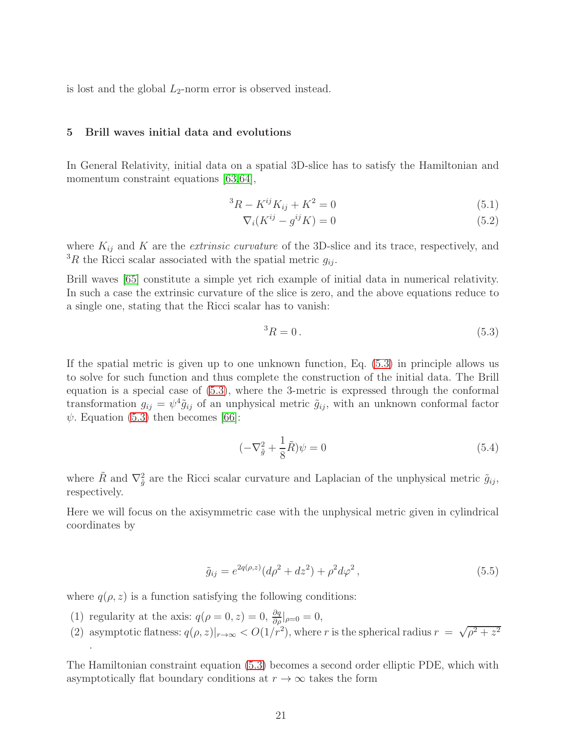is lost and the global $L_2$-norm error is observed instead.

## 5 Brill waves initial data and evolutions

In General Relativity, initial data on a spatial 3D-slice has to satisfy the Hamiltonian and momentum constraint equations [63,64],

$$^3R - K^{ij}K_{ij} + K^2 = 0 \tag{5.1}$$

$$\nabla_i(K^{ij} - g^{ij}K) = 0 \tag{5.2}$$

where $K_{ij}$ and $K$ are the *extrinsic curvature* of the 3D-slice and its trace, respectively, and $^3R$ the Ricci scalar associated with the spatial metric $g_{ij}$.

Brill waves [65] constitute a simple yet rich example of initial data in numerical relativity. In such a case the extrinsic curvature of the slice is zero, and the above equations reduce to a single one, stating that the Ricci scalar has to vanish:

$$^3R = 0\,. \tag{5.3}$$

If the spatial metric is given up to one unknown function, Eq. (5.3) in principle allows us to solve for such function and thus complete the construction of the initial data. The Brill equation is a special case of (5.3), where the 3-metric is expressed through the conformal transformation $g_{ij} = \psi^4 \tilde{g}_{ij}$ of an unphysical metric $\tilde{g}_{ij}$, with an unknown conformal factor $\psi$. Equation (5.3) then becomes [66]:

$$(-\nabla^2_{\tilde{g}} + \frac{1}{8}\tilde{R})\psi = 0 \tag{5.4}$$

where $\tilde{R}$ and $\nabla^2_{\tilde{g}}$ are the Ricci scalar curvature and Laplacian of the unphysical metric $\tilde{g}_{ij}$, respectively.

Here we will focus on the axisymmetric case with the unphysical metric given in cylindrical coordinates by

$$\tilde{g}_{ij} = e^{2q(\rho,z)}(d\rho^2 + dz^2) + \rho^2 d\varphi^2\,, \tag{5.5}$$

where $q(\rho, z)$ is a function satisfying the following conditions:

(1) regularity at the axis: $q(\rho = 0, z) = 0$, $\frac{\partial q}{\partial \rho}|_{\rho=0} = 0$,

(2) asymptotic flatness: $q(\rho, z)|_{r\to\infty} < O(1/r^2)$, where $r$ is the spherical radius $r = \sqrt{\rho^2 + z^2}$ .

The Hamiltonian constraint equation (5.3) becomes a second order elliptic PDE, which with asymptotically flat boundary conditions at $r \to \infty$ takes the form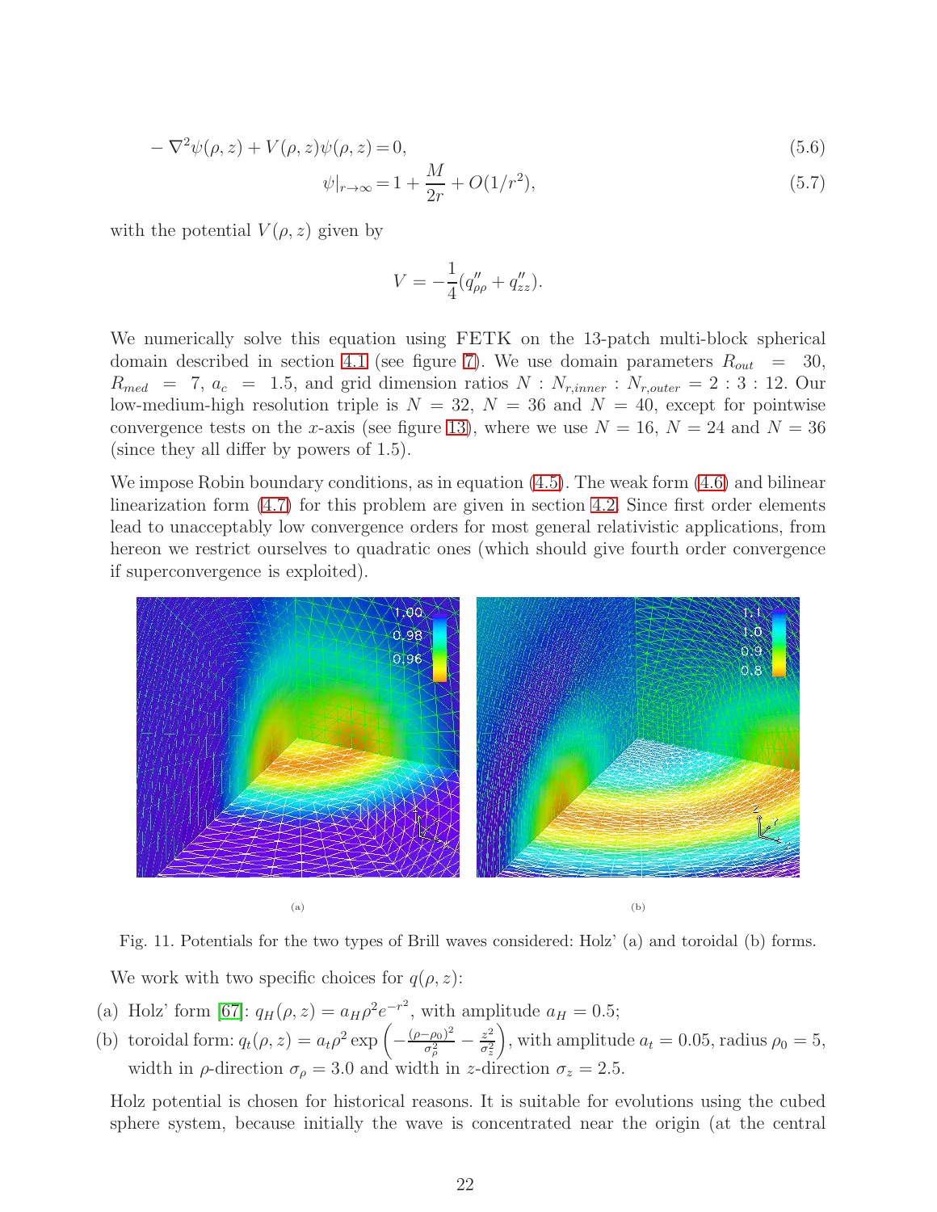$$-\nabla^2\psi(\rho,z) + V(\rho,z)\psi(\rho,z) = 0, \tag{5.6}$$

$$\psi|_{r\to\infty} = 1 + \frac{M}{2r} + O(1/r^2), \tag{5.7}$$

with the potential $V(\rho,z)$ given by

$$V = -\frac{1}{4}(q''_{\rho\rho} + q''_{zz}).$$

We numerically solve this equation using FETK on the 13-patch multi-block spherical domain described in section 4.1 (see figure 7). We use domain parameters $R_{out} = 30$, $R_{med} = 7$, $a_c = 1.5$, and grid dimension ratios $N : N_{r,inner} : N_{r,outer} = 2 : 3 : 12$. Our low-medium-high resolution triple is $N = 32$, $N = 36$ and $N = 40$, except for pointwise convergence tests on the $x$-axis (see figure 13), where we use $N = 16$, $N = 24$ and $N = 36$ (since they all differ by powers of 1.5).

We impose Robin boundary conditions, as in equation (4.5). The weak form (4.6) and bilinear linearization form (4.7) for this problem are given in section 4.2. Since first order elements lead to unacceptably low convergence orders for most general relativistic applications, from hereon we restrict ourselves to quadratic ones (which should give fourth order convergence if superconvergence is exploited).

(a)

(b)

Fig. 11. Potentials for the two types of Brill waves considered: Holz' (a) and toroidal (b) forms.

We work with two specific choices for $q(\rho,z)$:

(a) Holz' form [67]: $q_H(\rho,z) = a_H\rho^2 e^{-r^2}$, with amplitude $a_H = 0.5$;

(b) toroidal form: $q_t(\rho,z) = a_t\rho^2 \exp\left(-\frac{(\rho-\rho_0)^2}{\sigma_\rho^2} - \frac{z^2}{\sigma_z^2}\right)$, with amplitude $a_t = 0.05$, radius $\rho_0 = 5$, width in $\rho$-direction $\sigma_\rho = 3.0$ and width in $z$-direction $\sigma_z = 2.5$.

Holz potential is chosen for historical reasons. It is suitable for evolutions using the cubed sphere system, because initially the wave is concentrated near the origin (at the central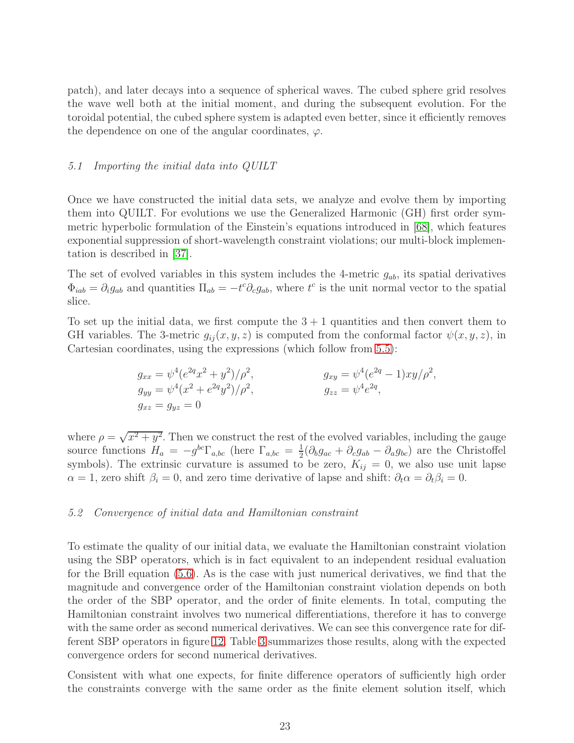patch), and later decays into a sequence of spherical waves. The cubed sphere grid resolves the wave well both at the initial moment, and during the subsequent evolution. For the toroidal potential, the cubed sphere system is adapted even better, since it efficiently removes the dependence on one of the angular coordinates, $\varphi$.

### *5.1 Importing the initial data into QUILT*

Once we have constructed the initial data sets, we analyze and evolve them by importing them into QUILT. For evolutions we use the Generalized Harmonic (GH) first order symmetric hyperbolic formulation of the Einstein's equations introduced in [68], which features exponential suppression of short-wavelength constraint violations; our multi-block implementation is described in [37].

The set of evolved variables in this system includes the 4-metric $g_{ab}$, its spatial derivatives $\Phi_{iab} = \partial_i g_{ab}$ and quantities $\Pi_{ab} = -t^c \partial_c g_{ab}$, where $t^c$ is the unit normal vector to the spatial slice.

To set up the initial data, we first compute the $3+1$ quantities and then convert them to GH variables. The 3-metric $g_{ij}(x, y, z)$ is computed from the conformal factor $\psi(x, y, z)$, in Cartesian coordinates, using the expressions (which follow from 5.5):

$$
\begin{aligned}
g_{xx} &= \psi^4 (e^{2q} x^2 + y^2)/\rho^2, & g_{xy} &= \psi^4 (e^{2q} - 1) xy/\rho^2, \\
g_{yy} &= \psi^4 (x^2 + e^{2q} y^2)/\rho^2, & g_{zz} &= \psi^4 e^{2q}, \\
g_{xz} &= g_{yz} = 0 & &
\end{aligned}
$$

where $\rho = \sqrt{x^2 + y^2}$. Then we construct the rest of the evolved variables, including the gauge source functions $H_a = -g^{bc}\Gamma_{a,bc}$ (here $\Gamma_{a,bc} = \frac{1}{2}(\partial_b g_{ac} + \partial_c g_{ab} - \partial_a g_{bc})$ are the Christoffel symbols). The extrinsic curvature is assumed to be zero, $K_{ij} = 0$, we also use unit lapse $\alpha = 1$, zero shift $\beta_i = 0$, and zero time derivative of lapse and shift: $\partial_t \alpha = \partial_t \beta_i = 0$.

### *5.2 Convergence of initial data and Hamiltonian constraint*

To estimate the quality of our initial data, we evaluate the Hamiltonian constraint violation using the SBP operators, which is in fact equivalent to an independent residual evaluation for the Brill equation (5.6). As is the case with just numerical derivatives, we find that the magnitude and convergence order of the Hamiltonian constraint violation depends on both the order of the SBP operator, and the order of finite elements. In total, computing the Hamiltonian constraint involves two numerical differentiations, therefore it has to converge with the same order as second numerical derivatives. We can see this convergence rate for different SBP operators in figure 12. Table 3 summarizes those results, along with the expected convergence orders for second numerical derivatives.

Consistent with what one expects, for finite difference operators of sufficiently high order the constraints converge with the same order as the finite element solution itself, which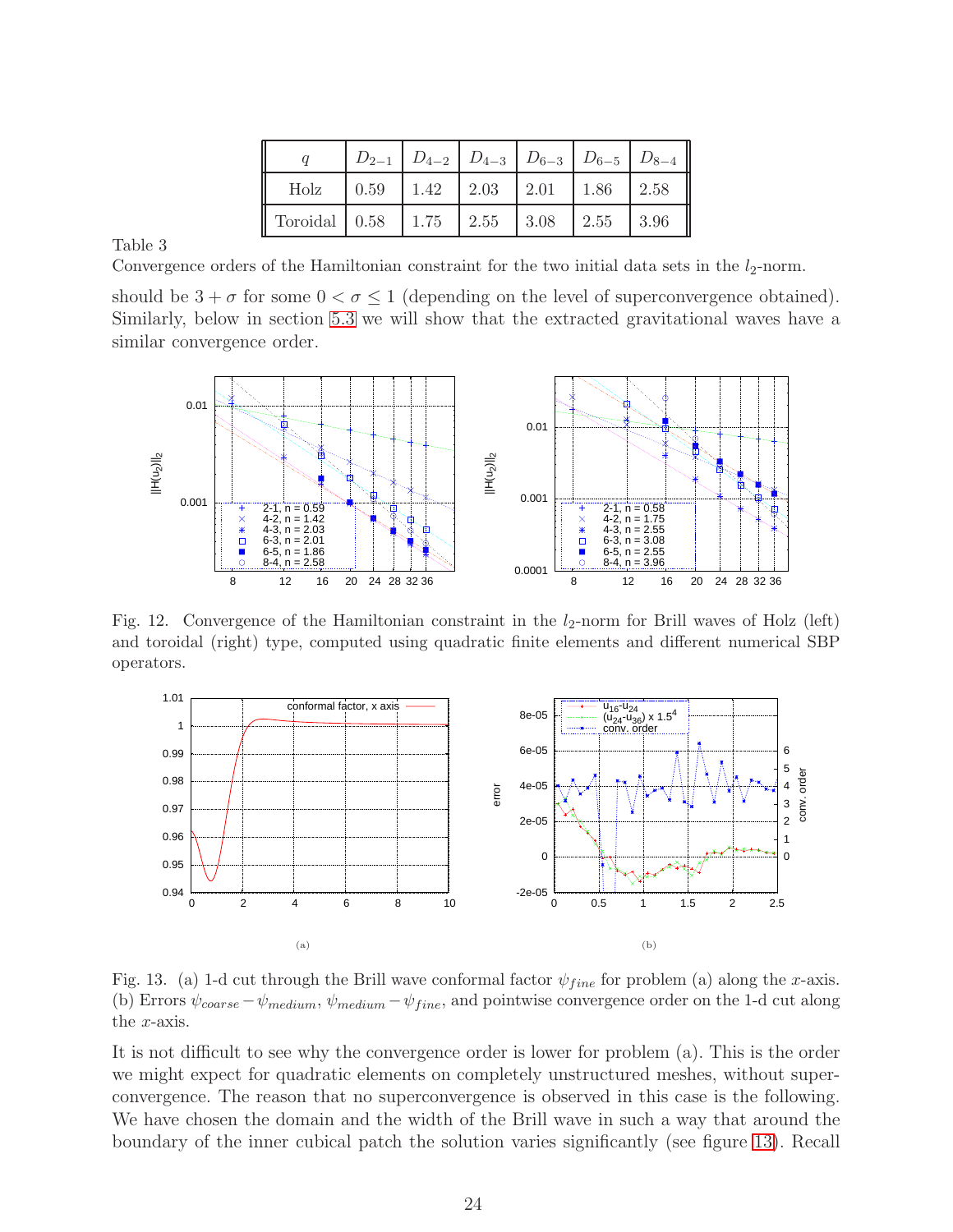| $q$ | $D_{2-1}$ | $D_{4-2}$ | $D_{4-3}$ | $D_{6-3}$ | $D_{6-5}$ | $D_{8-4}$ |
|---|---|---|---|---|---|---|
| Holz | 0.59 | 1.42 | 2.03 | 2.01 | 1.86 | 2.58 |
| Toroidal | 0.58 | 1.75 | 2.55 | 3.08 | 2.55 | 3.96 |

Table 3
Convergence orders of the Hamiltonian constraint for the two initial data sets in the $l_2$-norm.

should be $3 + \sigma$ for some $0 < \sigma \leq 1$ (depending on the level of superconvergence obtained). Similarly, below in section 5.3 we will show that the extracted gravitational waves have a similar convergence order.

Fig. 12. Convergence of the Hamiltonian constraint in the $l_2$-norm for Brill waves of Holz (left) and toroidal (right) type, computed using quadratic finite elements and different numerical SBP operators.

(a) (b)

Fig. 13. (a) 1-d cut through the Brill wave conformal factor $\psi_{fine}$ for problem (a) along the $x$-axis. (b) Errors $\psi_{coarse} - \psi_{medium}$, $\psi_{medium} - \psi_{fine}$, and pointwise convergence order on the 1-d cut along the $x$-axis.

It is not difficult to see why the convergence order is lower for problem (a). This is the order we might expect for quadratic elements on completely unstructured meshes, without superconvergence. The reason that no superconvergence is observed in this case is the following. We have chosen the domain and the width of the Brill wave in such a way that around the boundary of the inner cubical patch the solution varies significantly (see figure 13). Recall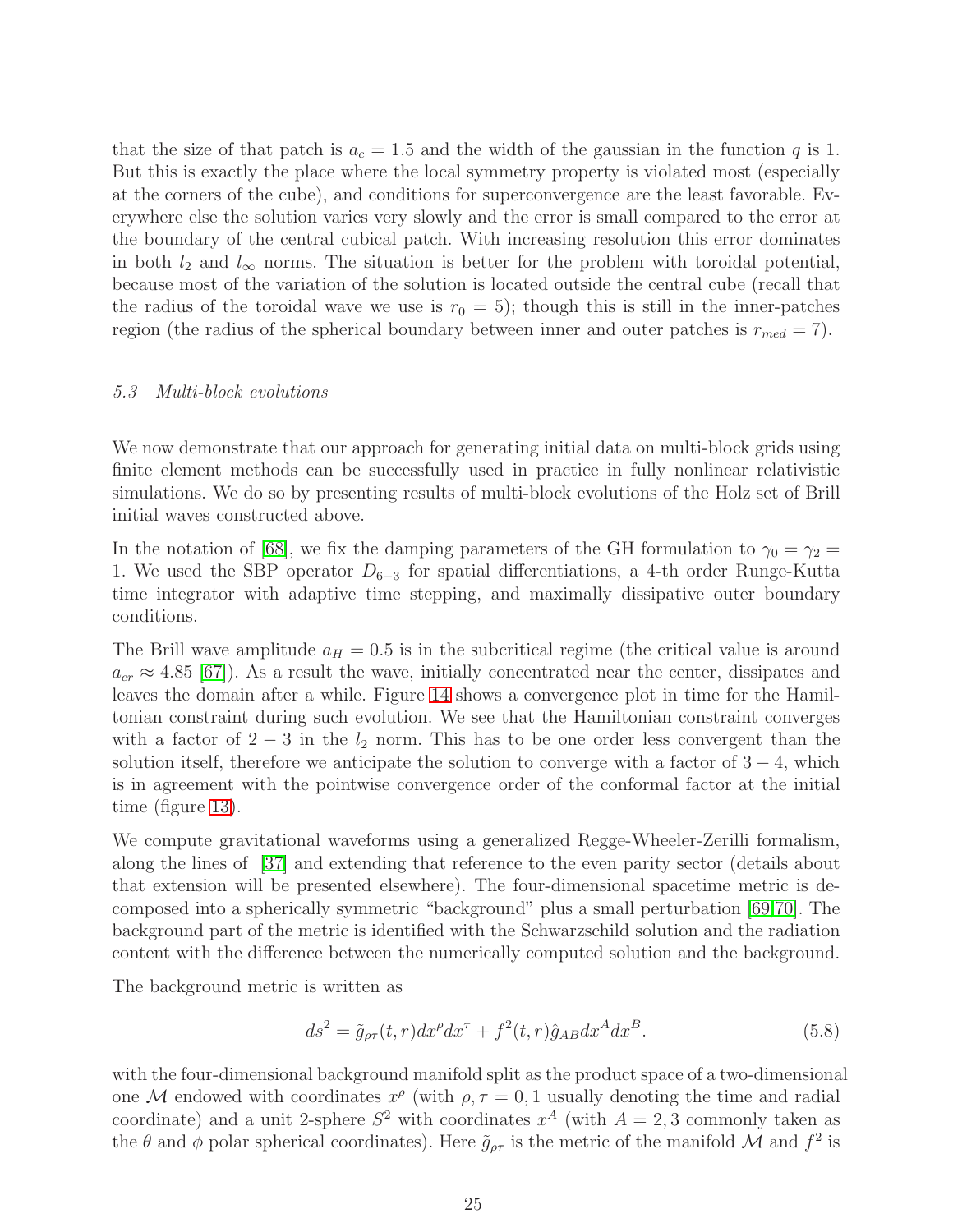that the size of that patch is $a_c = 1.5$ and the width of the gaussian in the function $q$ is 1. But this is exactly the place where the local symmetry property is violated most (especially at the corners of the cube), and conditions for superconvergence are the least favorable. Everywhere else the solution varies very slowly and the error is small compared to the error at the boundary of the central cubical patch. With increasing resolution this error dominates in both $l_2$ and $l_\infty$ norms. The situation is better for the problem with toroidal potential, because most of the variation of the solution is located outside the central cube (recall that the radius of the toroidal wave we use is $r_0 = 5$); though this is still in the inner-patches region (the radius of the spherical boundary between inner and outer patches is $r_{med} = 7$).

### *5.3 Multi-block evolutions*

We now demonstrate that our approach for generating initial data on multi-block grids using finite element methods can be successfully used in practice in fully nonlinear relativistic simulations. We do so by presenting results of multi-block evolutions of the Holz set of Brill initial waves constructed above.

In the notation of [68], we fix the damping parameters of the GH formulation to $\gamma_0 = \gamma_2 = 1$. We used the SBP operator $D_{6-3}$ for spatial differentiations, a 4-th order Runge-Kutta time integrator with adaptive time stepping, and maximally dissipative outer boundary conditions.

The Brill wave amplitude $a_H = 0.5$ is in the subcritical regime (the critical value is around $a_{cr} \approx 4.85$ [67]). As a result the wave, initially concentrated near the center, dissipates and leaves the domain after a while. Figure 14 shows a convergence plot in time for the Hamiltonian constraint during such evolution. We see that the Hamiltonian constraint converges with a factor of $2 - 3$ in the $l_2$ norm. This has to be one order less convergent than the solution itself, therefore we anticipate the solution to converge with a factor of $3 - 4$, which is in agreement with the pointwise convergence order of the conformal factor at the initial time (figure 13).

We compute gravitational waveforms using a generalized Regge-Wheeler-Zerilli formalism, along the lines of [37] and extending that reference to the even parity sector (details about that extension will be presented elsewhere). The four-dimensional spacetime metric is decomposed into a spherically symmetric "background" plus a small perturbation [69,70]. The background part of the metric is identified with the Schwarzschild solution and the radiation content with the difference between the numerically computed solution and the background.

The background metric is written as

$$ds^2 = \tilde{g}_{\rho\tau}(t, r)dx^\rho dx^\tau + f^2(t, r)\hat{g}_{AB}dx^A dx^B. \tag{5.8}$$

with the four-dimensional background manifold split as the product space of a two-dimensional one $\mathcal{M}$ endowed with coordinates $x^\rho$ (with $\rho, \tau = 0, 1$ usually denoting the time and radial coordinate) and a unit 2-sphere $S^2$ with coordinates $x^A$ (with $A = 2, 3$ commonly taken as the $\theta$ and $\phi$ polar spherical coordinates). Here $\tilde{g}_{\rho\tau}$ is the metric of the manifold $\mathcal{M}$ and $f^2$ is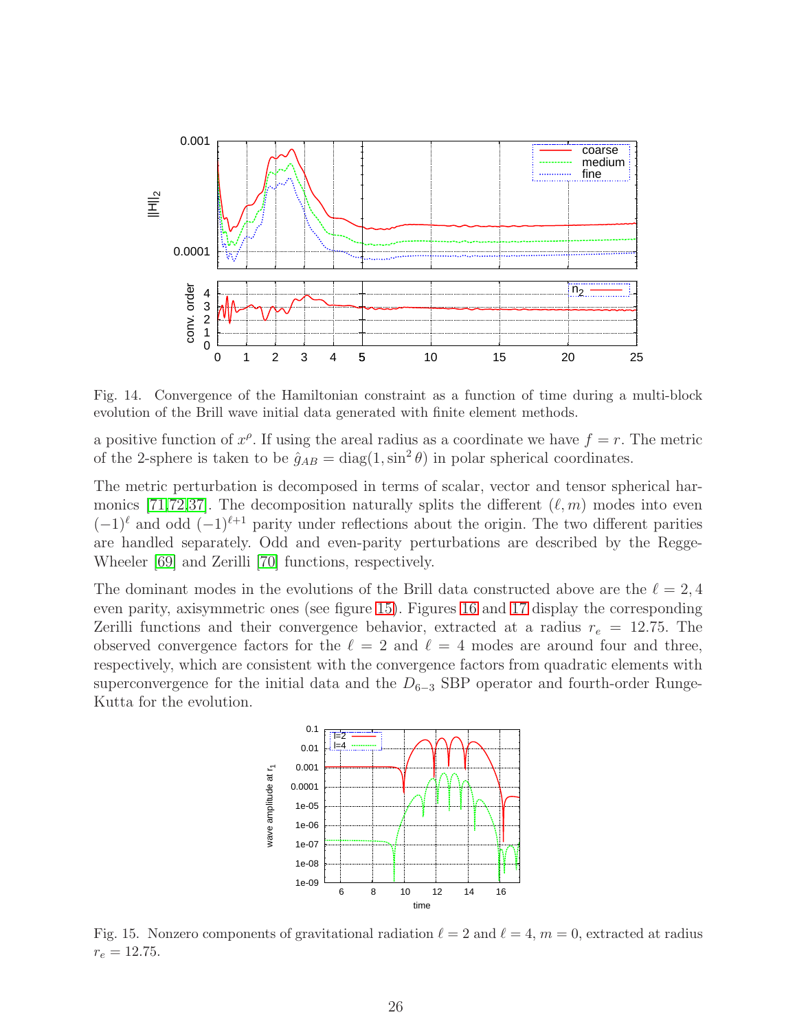Fig. 14. Convergence of the Hamiltonian constraint as a function of time during a multi-block evolution of the Brill wave initial data generated with finite element methods.

a positive function of $x^\rho$. If using the areal radius as a coordinate we have $f = r$. The metric of the 2-sphere is taken to be $\hat{g}_{AB} = \mathrm{diag}(1, \sin^2\theta)$ in polar spherical coordinates.

The metric perturbation is decomposed in terms of scalar, vector and tensor spherical harmonics [71,72,37]. The decomposition naturally splits the different $(\ell, m)$ modes into even $(-1)^\ell$ and odd $(-1)^{\ell+1}$ parity under reflections about the origin. The two different parities are handled separately. Odd and even-parity perturbations are described by the Regge-Wheeler [69] and Zerilli [70] functions, respectively.

The dominant modes in the evolutions of the Brill data constructed above are the $\ell = 2, 4$ even parity, axisymmetric ones (see figure 15). Figures 16 and 17 display the corresponding Zerilli functions and their convergence behavior, extracted at a radius $r_e = 12.75$. The observed convergence factors for the $\ell = 2$ and $\ell = 4$ modes are around four and three, respectively, which are consistent with the convergence factors from quadratic elements with superconvergence for the initial data and the $D_{6-3}$ SBP operator and fourth-order Runge-Kutta for the evolution.

Fig. 15. Nonzero components of gravitational radiation $\ell = 2$ and $\ell = 4$, $m = 0$, extracted at radius $r_e = 12.75$.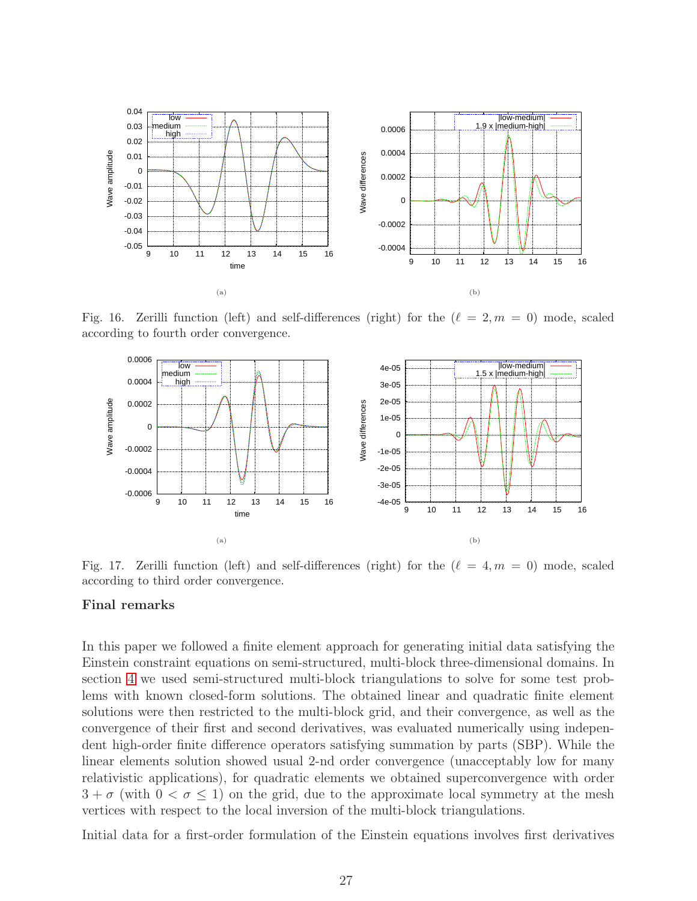Fig. 16. Zerilli function (left) and self-differences (right) for the ($\ell = 2, m = 0$) mode, scaled according to fourth order convergence.

Fig. 17. Zerilli function (left) and self-differences (right) for the ($\ell = 4, m = 0$) mode, scaled according to third order convergence.

## Final remarks

In this paper we followed a finite element approach for generating initial data satisfying the Einstein constraint equations on semi-structured, multi-block three-dimensional domains. In section 4 we used semi-structured multi-block triangulations to solve for some test problems with known closed-form solutions. The obtained linear and quadratic finite element solutions were then restricted to the multi-block grid, and their convergence, as well as the convergence of their first and second derivatives, was evaluated numerically using independent high-order finite difference operators satisfying summation by parts (SBP). While the linear elements solution showed usual 2-nd order convergence (unacceptably low for many relativistic applications), for quadratic elements we obtained superconvergence with order $3 + \sigma$ (with $0 < \sigma \leq 1$) on the grid, due to the approximate local symmetry at the mesh vertices with respect to the local inversion of the multi-block triangulations.

Initial data for a first-order formulation of the Einstein equations involves first derivatives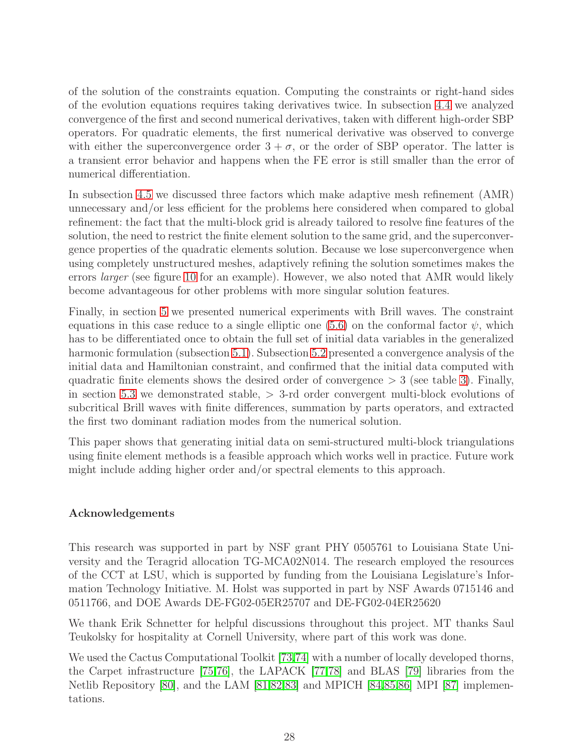of the solution of the constraints equation. Computing the constraints or right-hand sides of the evolution equations requires taking derivatives twice. In subsection 4.4 we analyzed convergence of the first and second numerical derivatives, taken with different high-order SBP operators. For quadratic elements, the first numerical derivative was observed to converge with either the superconvergence order $3 + \sigma$, or the order of SBP operator. The latter is a transient error behavior and happens when the FE error is still smaller than the error of numerical differentiation.

In subsection 4.5 we discussed three factors which make adaptive mesh refinement (AMR) unnecessary and/or less efficient for the problems here considered when compared to global refinement: the fact that the multi-block grid is already tailored to resolve fine features of the solution, the need to restrict the finite element solution to the same grid, and the superconvergence properties of the quadratic elements solution. Because we lose superconvergence when using completely unstructured meshes, adaptively refining the solution sometimes makes the errors *larger* (see figure 10 for an example). However, we also noted that AMR would likely become advantageous for other problems with more singular solution features.

Finally, in section 5 we presented numerical experiments with Brill waves. The constraint equations in this case reduce to a single elliptic one (5.6) on the conformal factor $\psi$, which has to be differentiated once to obtain the full set of initial data variables in the generalized harmonic formulation (subsection 5.1). Subsection 5.2 presented a convergence analysis of the initial data and Hamiltonian constraint, and confirmed that the initial data computed with quadratic finite elements shows the desired order of convergence $> 3$ (see table 3). Finally, in section 5.3 we demonstrated stable, $> 3$-rd order convergent multi-block evolutions of subcritical Brill waves with finite differences, summation by parts operators, and extracted the first two dominant radiation modes from the numerical solution.

This paper shows that generating initial data on semi-structured multi-block triangulations using finite element methods is a feasible approach which works well in practice. Future work might include adding higher order and/or spectral elements to this approach.

### Acknowledgements

This research was supported in part by NSF grant PHY 0505761 to Louisiana State University and the Teragrid allocation TG-MCA02N014. The research employed the resources of the CCT at LSU, which is supported by funding from the Louisiana Legislature's Information Technology Initiative. M. Holst was supported in part by NSF Awards 0715146 and 0511766, and DOE Awards DE-FG02-05ER25707 and DE-FG02-04ER25620

We thank Erik Schnetter for helpful discussions throughout this project. MT thanks Saul Teukolsky for hospitality at Cornell University, where part of this work was done.

We used the Cactus Computational Toolkit [73,74] with a number of locally developed thorns, the Carpet infrastructure [75,76], the LAPACK [77,78] and BLAS [79] libraries from the Netlib Repository [80], and the LAM [81,82,83] and MPICH [84,85,86] MPI [87] implementations.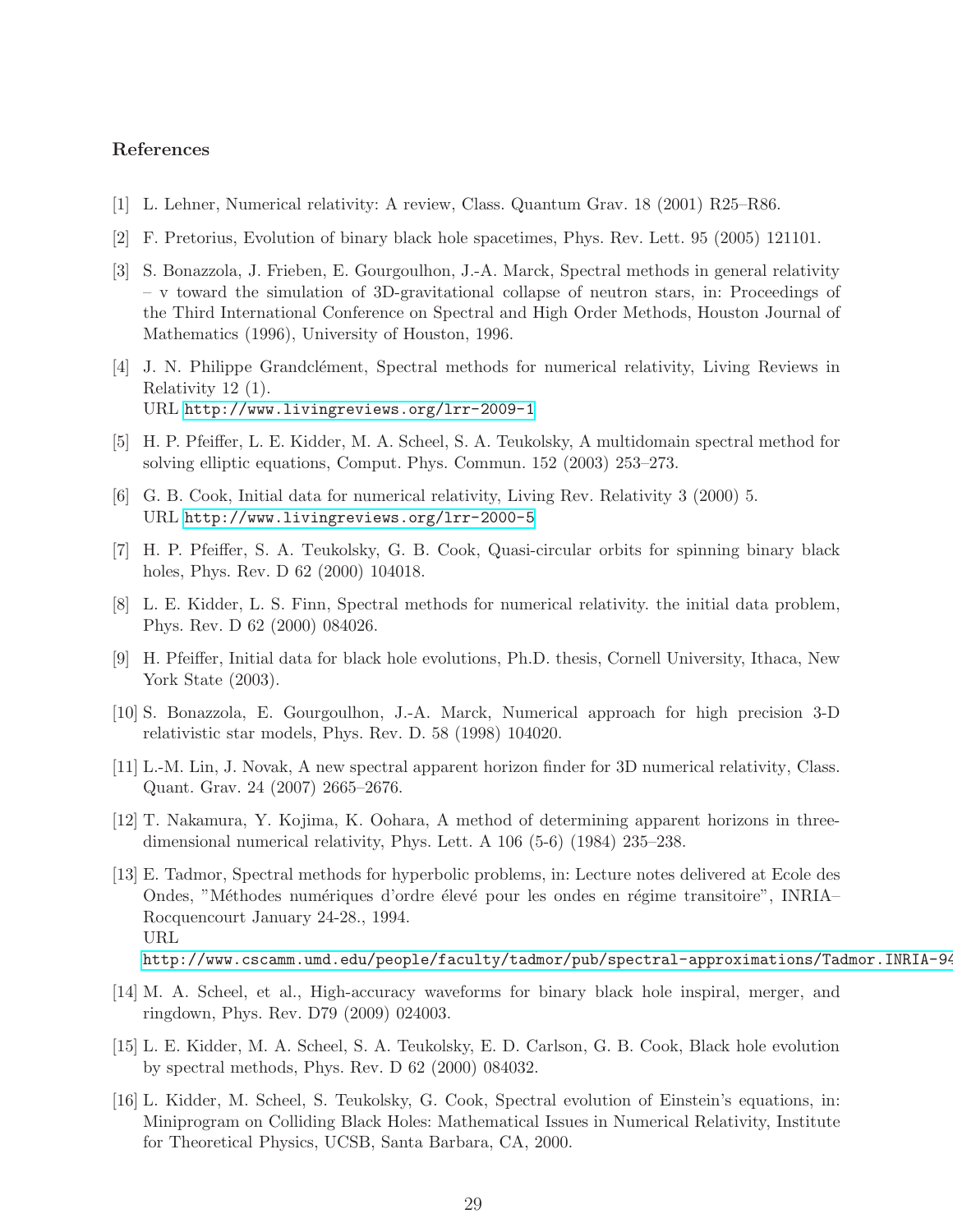## References

[1] L. Lehner, Numerical relativity: A review, Class. Quantum Grav. 18 (2001) R25–R86.

[2] F. Pretorius, Evolution of binary black hole spacetimes, Phys. Rev. Lett. 95 (2005) 121101.

[3] S. Bonazzola, J. Frieben, E. Gourgoulhon, J.-A. Marck, Spectral methods in general relativity – v toward the simulation of 3D-gravitational collapse of neutron stars, in: Proceedings of the Third International Conference on Spectral and High Order Methods, Houston Journal of Mathematics (1996), University of Houston, 1996.

[4] J. N. Philippe Grandclément, Spectral methods for numerical relativity, Living Reviews in Relativity 12 (1).
URL http://www.livingreviews.org/lrr-2009-1

[5] H. P. Pfeiffer, L. E. Kidder, M. A. Scheel, S. A. Teukolsky, A multidomain spectral method for solving elliptic equations, Comput. Phys. Commun. 152 (2003) 253–273.

[6] G. B. Cook, Initial data for numerical relativity, Living Rev. Relativity 3 (2000) 5.
URL http://www.livingreviews.org/lrr-2000-5

[7] H. P. Pfeiffer, S. A. Teukolsky, G. B. Cook, Quasi-circular orbits for spinning binary black holes, Phys. Rev. D 62 (2000) 104018.

[8] L. E. Kidder, L. S. Finn, Spectral methods for numerical relativity. the initial data problem, Phys. Rev. D 62 (2000) 084026.

[9] H. Pfeiffer, Initial data for black hole evolutions, Ph.D. thesis, Cornell University, Ithaca, New York State (2003).

[10] S. Bonazzola, E. Gourgoulhon, J.-A. Marck, Numerical approach for high precision 3-D relativistic star models, Phys. Rev. D. 58 (1998) 104020.

[11] L.-M. Lin, J. Novak, A new spectral apparent horizon finder for 3D numerical relativity, Class. Quant. Grav. 24 (2007) 2665–2676.

[12] T. Nakamura, Y. Kojima, K. Oohara, A method of determining apparent horizons in three-dimensional numerical relativity, Phys. Lett. A 106 (5-6) (1984) 235–238.

[13] E. Tadmor, Spectral methods for hyperbolic problems, in: Lecture notes delivered at Ecole des Ondes, "Méthodes numériques d'ordre élevé pour les ondes en régime transitoire", INRIA–Rocquencourt January 24-28., 1994.
URL
http://www.cscamm.umd.edu/people/faculty/tadmor/pub/spectral-approximations/Tadmor.INRIA-94

[14] M. A. Scheel, et al., High-accuracy waveforms for binary black hole inspiral, merger, and ringdown, Phys. Rev. D79 (2009) 024003.

[15] L. E. Kidder, M. A. Scheel, S. A. Teukolsky, E. D. Carlson, G. B. Cook, Black hole evolution by spectral methods, Phys. Rev. D 62 (2000) 084032.

[16] L. Kidder, M. Scheel, S. Teukolsky, G. Cook, Spectral evolution of Einstein's equations, in: Miniprogram on Colliding Black Holes: Mathematical Issues in Numerical Relativity, Institute for Theoretical Physics, UCSB, Santa Barbara, CA, 2000.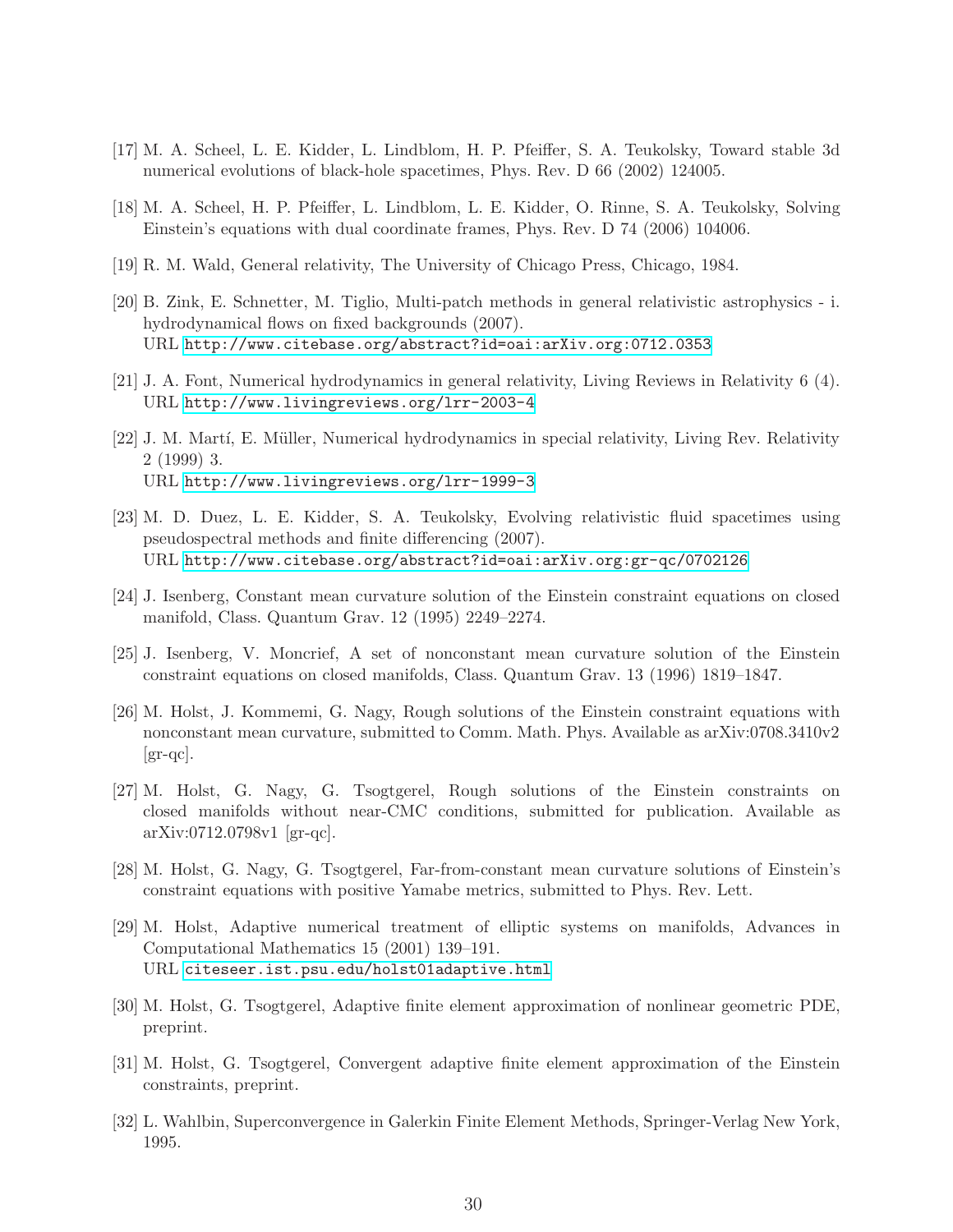[17] M. A. Scheel, L. E. Kidder, L. Lindblom, H. P. Pfeiffer, S. A. Teukolsky, Toward stable 3d numerical evolutions of black-hole spacetimes, Phys. Rev. D 66 (2002) 124005.

[18] M. A. Scheel, H. P. Pfeiffer, L. Lindblom, L. E. Kidder, O. Rinne, S. A. Teukolsky, Solving Einstein's equations with dual coordinate frames, Phys. Rev. D 74 (2006) 104006.

[19] R. M. Wald, General relativity, The University of Chicago Press, Chicago, 1984.

[20] B. Zink, E. Schnetter, M. Tiglio, Multi-patch methods in general relativistic astrophysics - i. hydrodynamical flows on fixed backgrounds (2007).
URL http://www.citebase.org/abstract?id=oai:arXiv.org:0712.0353

[21] J. A. Font, Numerical hydrodynamics in general relativity, Living Reviews in Relativity 6 (4).
URL http://www.livingreviews.org/lrr-2003-4

[22] J. M. Martí, E. Müller, Numerical hydrodynamics in special relativity, Living Rev. Relativity 2 (1999) 3.
URL http://www.livingreviews.org/lrr-1999-3

[23] M. D. Duez, L. E. Kidder, S. A. Teukolsky, Evolving relativistic fluid spacetimes using pseudospectral methods and finite differencing (2007).
URL http://www.citebase.org/abstract?id=oai:arXiv.org:gr-qc/0702126

[24] J. Isenberg, Constant mean curvature solution of the Einstein constraint equations on closed manifold, Class. Quantum Grav. 12 (1995) 2249–2274.

[25] J. Isenberg, V. Moncrief, A set of nonconstant mean curvature solution of the Einstein constraint equations on closed manifolds, Class. Quantum Grav. 13 (1996) 1819–1847.

[26] M. Holst, J. Kommemi, G. Nagy, Rough solutions of the Einstein constraint equations with nonconstant mean curvature, submitted to Comm. Math. Phys. Available as arXiv:0708.3410v2 [gr-qc].

[27] M. Holst, G. Nagy, G. Tsogtgerel, Rough solutions of the Einstein constraints on closed manifolds without near-CMC conditions, submitted for publication. Available as arXiv:0712.0798v1 [gr-qc].

[28] M. Holst, G. Nagy, G. Tsogtgerel, Far-from-constant mean curvature solutions of Einstein's constraint equations with positive Yamabe metrics, submitted to Phys. Rev. Lett.

[29] M. Holst, Adaptive numerical treatment of elliptic systems on manifolds, Advances in Computational Mathematics 15 (2001) 139–191.
URL citeseer.ist.psu.edu/holst01adaptive.html

[30] M. Holst, G. Tsogtgerel, Adaptive finite element approximation of nonlinear geometric PDE, preprint.

[31] M. Holst, G. Tsogtgerel, Convergent adaptive finite element approximation of the Einstein constraints, preprint.

[32] L. Wahlbin, Superconvergence in Galerkin Finite Element Methods, Springer-Verlag New York, 1995.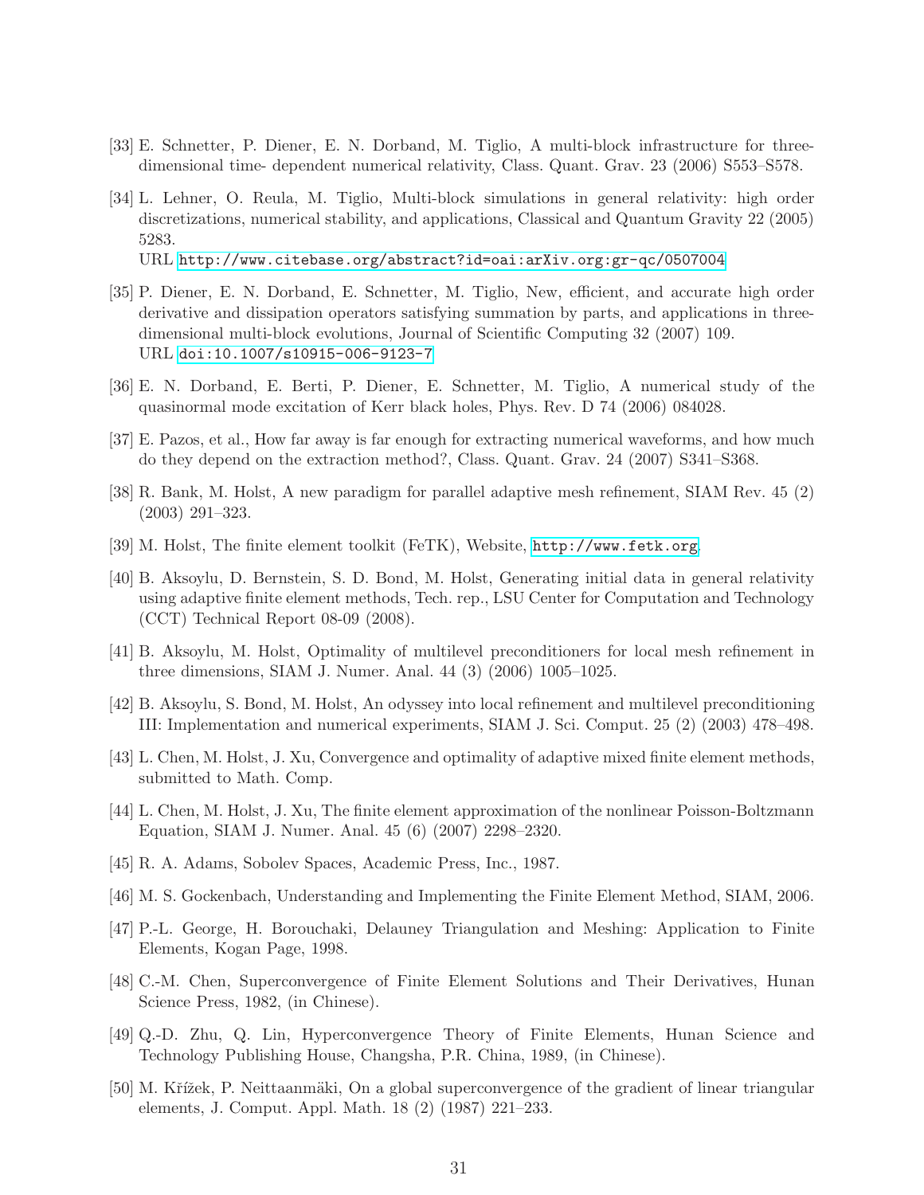[33] E. Schnetter, P. Diener, E. N. Dorband, M. Tiglio, A multi-block infrastructure for three-dimensional time- dependent numerical relativity, Class. Quant. Grav. 23 (2006) S553–S578.

[34] L. Lehner, O. Reula, M. Tiglio, Multi-block simulations in general relativity: high order discretizations, numerical stability, and applications, Classical and Quantum Gravity 22 (2005) 5283.
URL http://www.citebase.org/abstract?id=oai:arXiv.org:gr-qc/0507004

[35] P. Diener, E. N. Dorband, E. Schnetter, M. Tiglio, New, efficient, and accurate high order derivative and dissipation operators satisfying summation by parts, and applications in three-dimensional multi-block evolutions, Journal of Scientific Computing 32 (2007) 109.
URL doi:10.1007/s10915-006-9123-7

[36] E. N. Dorband, E. Berti, P. Diener, E. Schnetter, M. Tiglio, A numerical study of the quasinormal mode excitation of Kerr black holes, Phys. Rev. D 74 (2006) 084028.

[37] E. Pazos, et al., How far away is far enough for extracting numerical waveforms, and how much do they depend on the extraction method?, Class. Quant. Grav. 24 (2007) S341–S368.

[38] R. Bank, M. Holst, A new paradigm for parallel adaptive mesh refinement, SIAM Rev. 45 (2) (2003) 291–323.

[39] M. Holst, The finite element toolkit (FeTK), Website, http://www.fetk.org.

[40] B. Aksoylu, D. Bernstein, S. D. Bond, M. Holst, Generating initial data in general relativity using adaptive finite element methods, Tech. rep., LSU Center for Computation and Technology (CCT) Technical Report 08-09 (2008).

[41] B. Aksoylu, M. Holst, Optimality of multilevel preconditioners for local mesh refinement in three dimensions, SIAM J. Numer. Anal. 44 (3) (2006) 1005–1025.

[42] B. Aksoylu, S. Bond, M. Holst, An odyssey into local refinement and multilevel preconditioning III: Implementation and numerical experiments, SIAM J. Sci. Comput. 25 (2) (2003) 478–498.

[43] L. Chen, M. Holst, J. Xu, Convergence and optimality of adaptive mixed finite element methods, submitted to Math. Comp.

[44] L. Chen, M. Holst, J. Xu, The finite element approximation of the nonlinear Poisson-Boltzmann Equation, SIAM J. Numer. Anal. 45 (6) (2007) 2298–2320.

[45] R. A. Adams, Sobolev Spaces, Academic Press, Inc., 1987.

[46] M. S. Gockenbach, Understanding and Implementing the Finite Element Method, SIAM, 2006.

[47] P.-L. George, H. Borouchaki, Delauney Triangulation and Meshing: Application to Finite Elements, Kogan Page, 1998.

[48] C.-M. Chen, Superconvergence of Finite Element Solutions and Their Derivatives, Hunan Science Press, 1982, (in Chinese).

[49] Q.-D. Zhu, Q. Lin, Hyperconvergence Theory of Finite Elements, Hunan Science and Technology Publishing House, Changsha, P.R. China, 1989, (in Chinese).

[50] M. Křížek, P. Neittaanmäki, On a global superconvergence of the gradient of linear triangular elements, J. Comput. Appl. Math. 18 (2) (1987) 221–233.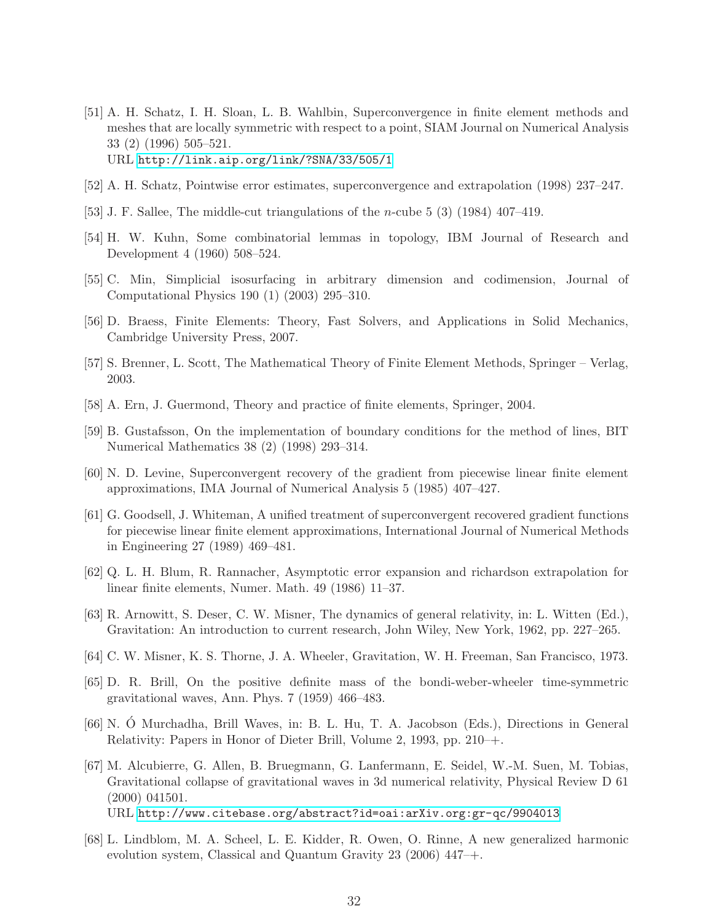[51] A. H. Schatz, I. H. Sloan, L. B. Wahlbin, Superconvergence in finite element methods and meshes that are locally symmetric with respect to a point, SIAM Journal on Numerical Analysis 33 (2) (1996) 505–521.
URL http://link.aip.org/link/?SNA/33/505/1

[52] A. H. Schatz, Pointwise error estimates, superconvergence and extrapolation (1998) 237–247.

[53] J. F. Sallee, The middle-cut triangulations of the $n$-cube 5 (3) (1984) 407–419.

[54] H. W. Kuhn, Some combinatorial lemmas in topology, IBM Journal of Research and Development 4 (1960) 508–524.

[55] C. Min, Simplicial isosurfacing in arbitrary dimension and codimension, Journal of Computational Physics 190 (1) (2003) 295–310.

[56] D. Braess, Finite Elements: Theory, Fast Solvers, and Applications in Solid Mechanics, Cambridge University Press, 2007.

[57] S. Brenner, L. Scott, The Mathematical Theory of Finite Element Methods, Springer – Verlag, 2003.

[58] A. Ern, J. Guermond, Theory and practice of finite elements, Springer, 2004.

[59] B. Gustafsson, On the implementation of boundary conditions for the method of lines, BIT Numerical Mathematics 38 (2) (1998) 293–314.

[60] N. D. Levine, Superconvergent recovery of the gradient from piecewise linear finite element approximations, IMA Journal of Numerical Analysis 5 (1985) 407–427.

[61] G. Goodsell, J. Whiteman, A unified treatment of superconvergent recovered gradient functions for piecewise linear finite element approximations, International Journal of Numerical Methods in Engineering 27 (1989) 469–481.

[62] Q. L. H. Blum, R. Rannacher, Asymptotic error expansion and richardson extrapolation for linear finite elements, Numer. Math. 49 (1986) 11–37.

[63] R. Arnowitt, S. Deser, C. W. Misner, The dynamics of general relativity, in: L. Witten (Ed.), Gravitation: An introduction to current research, John Wiley, New York, 1962, pp. 227–265.

[64] C. W. Misner, K. S. Thorne, J. A. Wheeler, Gravitation, W. H. Freeman, San Francisco, 1973.

[65] D. R. Brill, On the positive definite mass of the bondi-weber-wheeler time-symmetric gravitational waves, Ann. Phys. 7 (1959) 466–483.

[66] N. Ó Murchadha, Brill Waves, in: B. L. Hu, T. A. Jacobson (Eds.), Directions in General Relativity: Papers in Honor of Dieter Brill, Volume 2, 1993, pp. 210–+.

[67] M. Alcubierre, G. Allen, B. Bruegmann, G. Lanfermann, E. Seidel, W.-M. Suen, M. Tobias, Gravitational collapse of gravitational waves in 3d numerical relativity, Physical Review D 61 (2000) 041501.
URL http://www.citebase.org/abstract?id=oai:arXiv.org:gr-qc/9904013

[68] L. Lindblom, M. A. Scheel, L. E. Kidder, R. Owen, O. Rinne, A new generalized harmonic evolution system, Classical and Quantum Gravity 23 (2006) 447–+.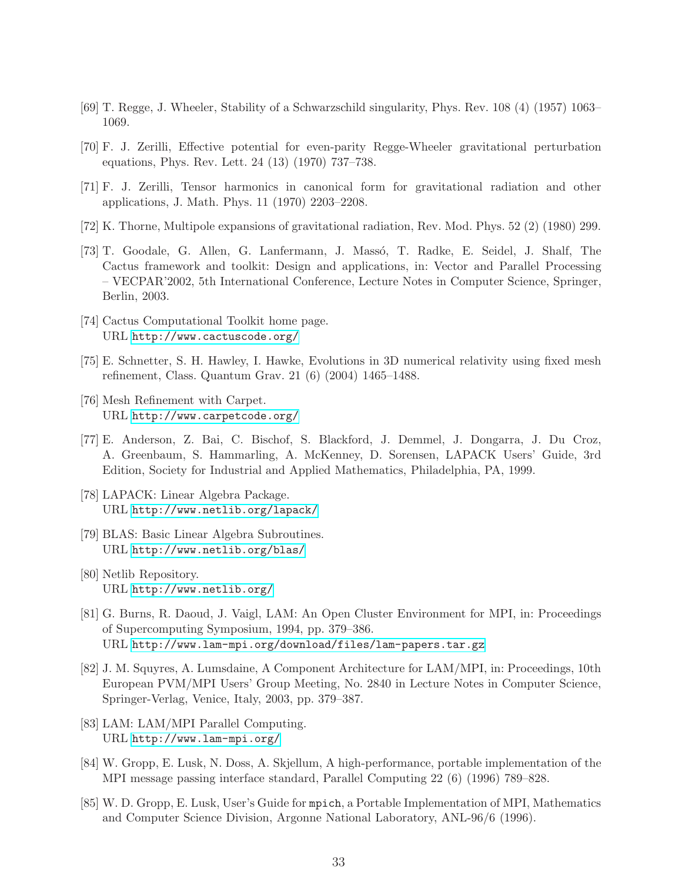[69] T. Regge, J. Wheeler, Stability of a Schwarzschild singularity, Phys. Rev. 108 (4) (1957) 1063–1069.

[70] F. J. Zerilli, Effective potential for even-parity Regge-Wheeler gravitational perturbation equations, Phys. Rev. Lett. 24 (13) (1970) 737–738.

[71] F. J. Zerilli, Tensor harmonics in canonical form for gravitational radiation and other applications, J. Math. Phys. 11 (1970) 2203–2208.

[72] K. Thorne, Multipole expansions of gravitational radiation, Rev. Mod. Phys. 52 (2) (1980) 299.

[73] T. Goodale, G. Allen, G. Lanfermann, J. Massó, T. Radke, E. Seidel, J. Shalf, The Cactus framework and toolkit: Design and applications, in: Vector and Parallel Processing – VECPAR'2002, 5th International Conference, Lecture Notes in Computer Science, Springer, Berlin, 2003.

[74] Cactus Computational Toolkit home page.
URL `http://www.cactuscode.org/`

[75] E. Schnetter, S. H. Hawley, I. Hawke, Evolutions in 3D numerical relativity using fixed mesh refinement, Class. Quantum Grav. 21 (6) (2004) 1465–1488.

[76] Mesh Refinement with Carpet.
URL `http://www.carpetcode.org/`

[77] E. Anderson, Z. Bai, C. Bischof, S. Blackford, J. Demmel, J. Dongarra, J. Du Croz, A. Greenbaum, S. Hammarling, A. McKenney, D. Sorensen, LAPACK Users' Guide, 3rd Edition, Society for Industrial and Applied Mathematics, Philadelphia, PA, 1999.

[78] LAPACK: Linear Algebra Package.
URL `http://www.netlib.org/lapack/`

[79] BLAS: Basic Linear Algebra Subroutines.
URL `http://www.netlib.org/blas/`

[80] Netlib Repository.
URL `http://www.netlib.org/`

[81] G. Burns, R. Daoud, J. Vaigl, LAM: An Open Cluster Environment for MPI, in: Proceedings of Supercomputing Symposium, 1994, pp. 379–386.
URL `http://www.lam-mpi.org/download/files/lam-papers.tar.gz`

[82] J. M. Squyres, A. Lumsdaine, A Component Architecture for LAM/MPI, in: Proceedings, 10th European PVM/MPI Users' Group Meeting, No. 2840 in Lecture Notes in Computer Science, Springer-Verlag, Venice, Italy, 2003, pp. 379–387.

[83] LAM: LAM/MPI Parallel Computing.
URL `http://www.lam-mpi.org/`

[84] W. Gropp, E. Lusk, N. Doss, A. Skjellum, A high-performance, portable implementation of the MPI message passing interface standard, Parallel Computing 22 (6) (1996) 789–828.

[85] W. D. Gropp, E. Lusk, User's Guide for `mpich`, a Portable Implementation of MPI, Mathematics and Computer Science Division, Argonne National Laboratory, ANL-96/6 (1996).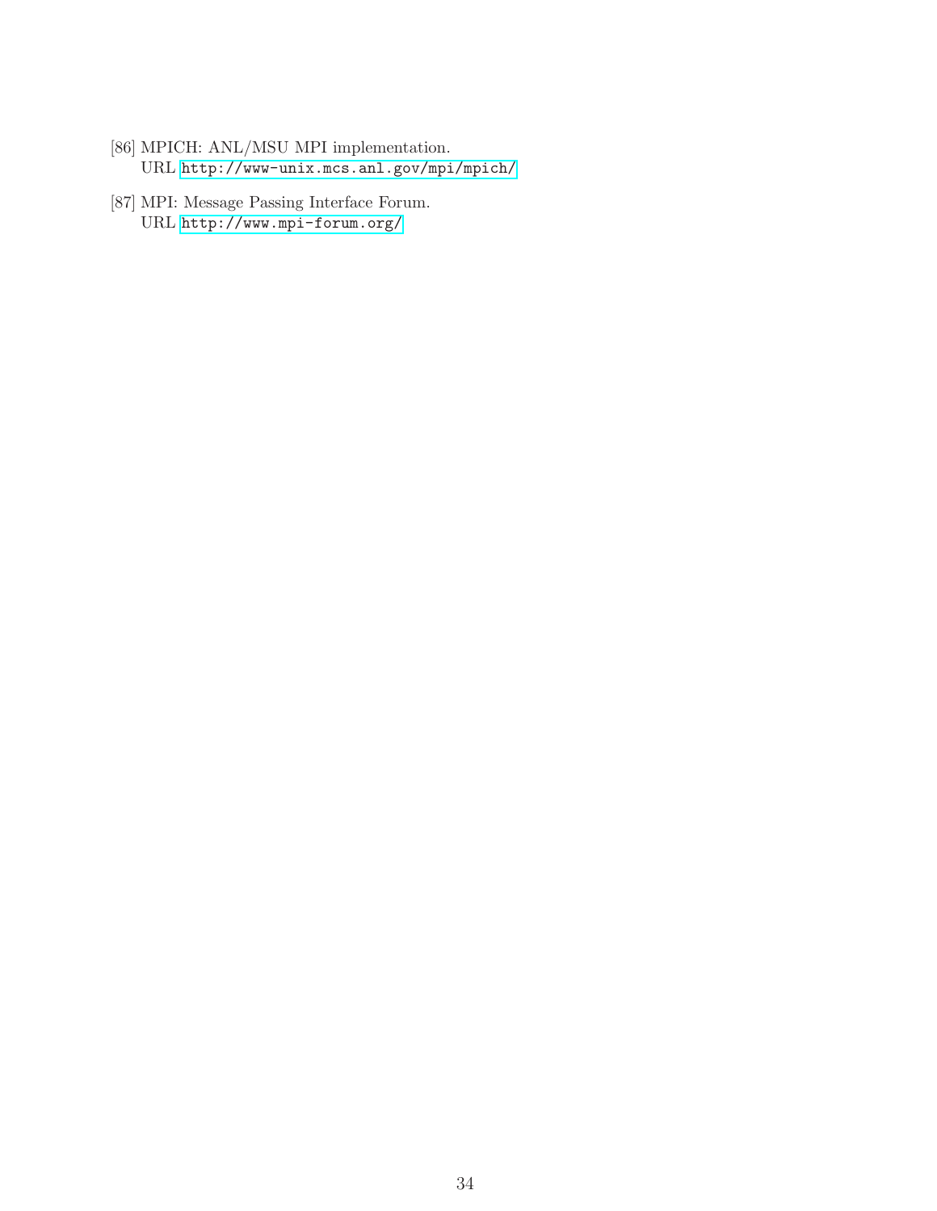[86] MPICH: ANL/MSU MPI implementation.
URL http://www-unix.mcs.anl.gov/mpi/mpich/

[87] MPI: Message Passing Interface Forum.
URL http://www.mpi-forum.org/